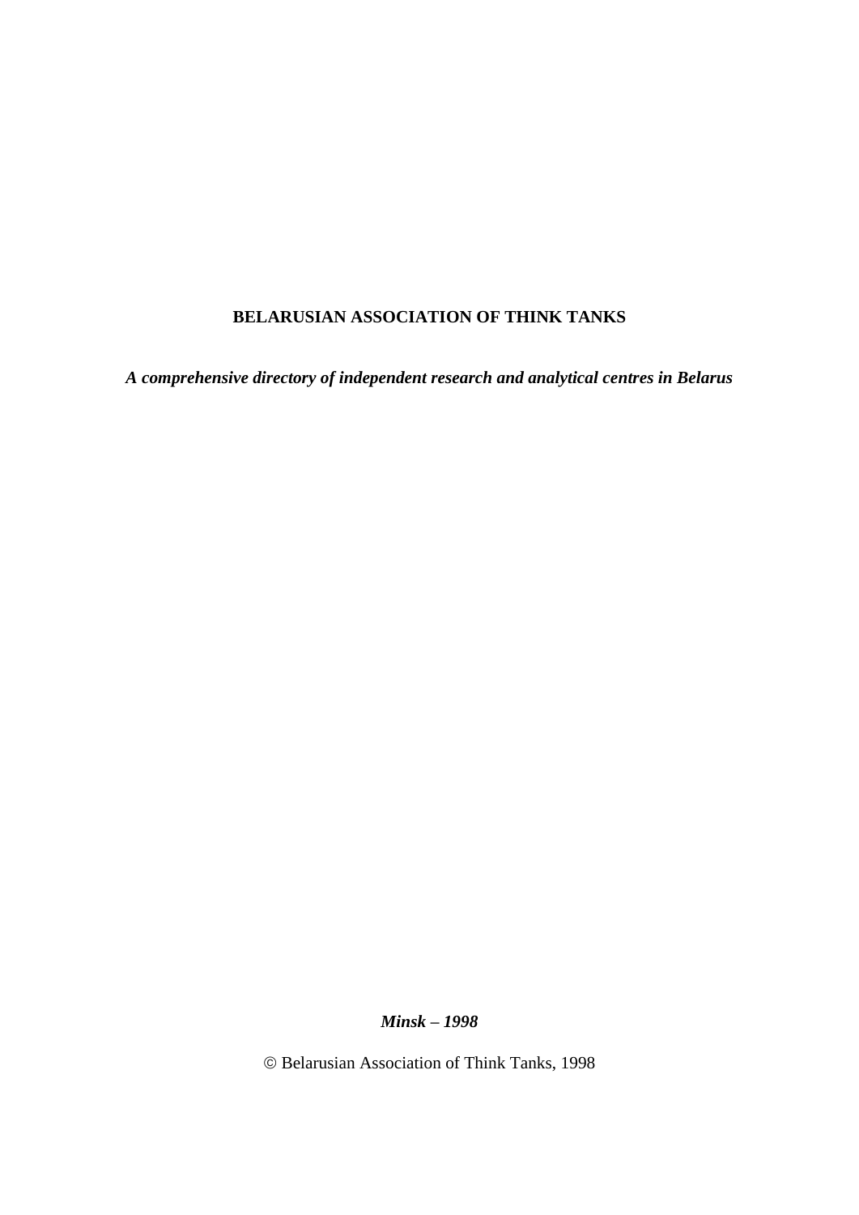# BELARUSIAN ASSOCIATION OF THINK TANKS

***A comprehensive directory of independent research and analytical centres in Belarus***

***Minsk – 1998***

© Belarusian Association of Think Tanks, 1998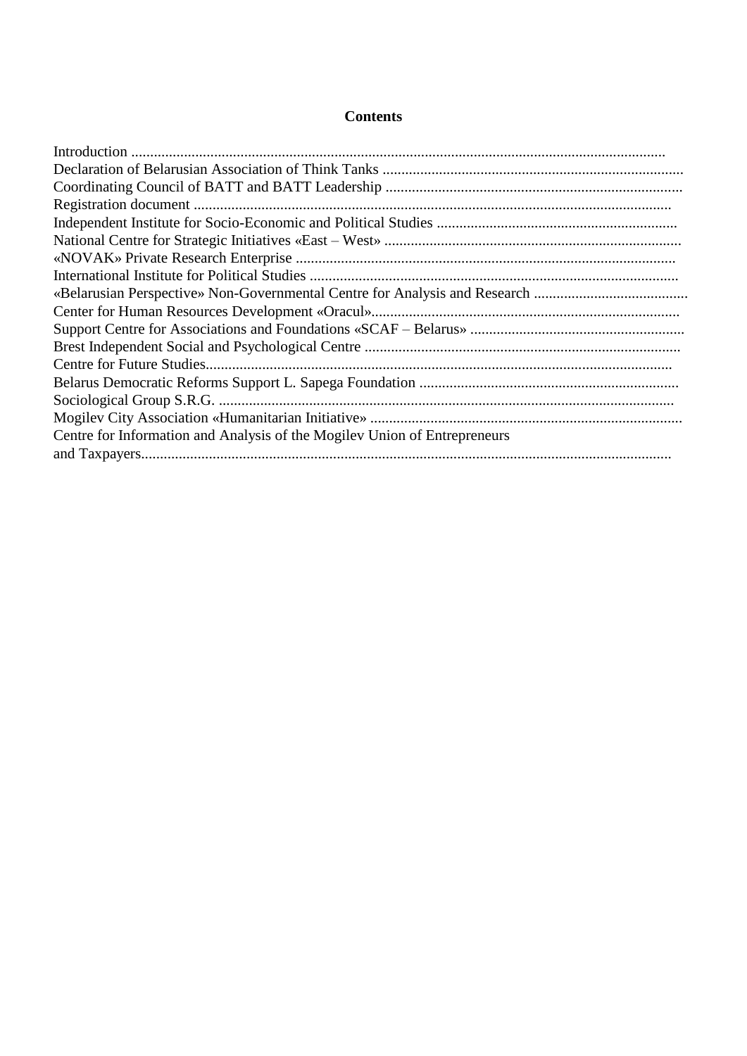## Contents

Introduction ..............................................................................................................................................

Declaration of Belarusian Association of Think Tanks ...............................................................................

Coordinating Council of BATT and BATT Leadership ..............................................................................

Registration document ..............................................................................................................................

Independent Institute for Socio-Economic and Political Studies ................................................................

National Centre for Strategic Initiatives «East – West» ..............................................................................

«NOVAK» Private Research Enterprise ....................................................................................................

International Institute for Political Studies .................................................................................................

«Belarusian Perspective» Non-Governmental Centre for Analysis and Research .........................................

Center for Human Resources Development «Oracul»..................................................................................

Support Centre for Associations and Foundations «SCAF – Belarus» .........................................................

Brest Independent Social and Psychological Centre ...................................................................................

Centre for Future Studies...........................................................................................................................

Belarus Democratic Reforms Support L. Sapega Foundation .....................................................................

Sociological Group S.R.G. .........................................................................................................................

Mogilev City Association «Humanitarian Initiative» ...................................................................................

Centre for Information and Analysis of the Mogilev Union of Entrepreneurs and Taxpayers............................................................................................................................................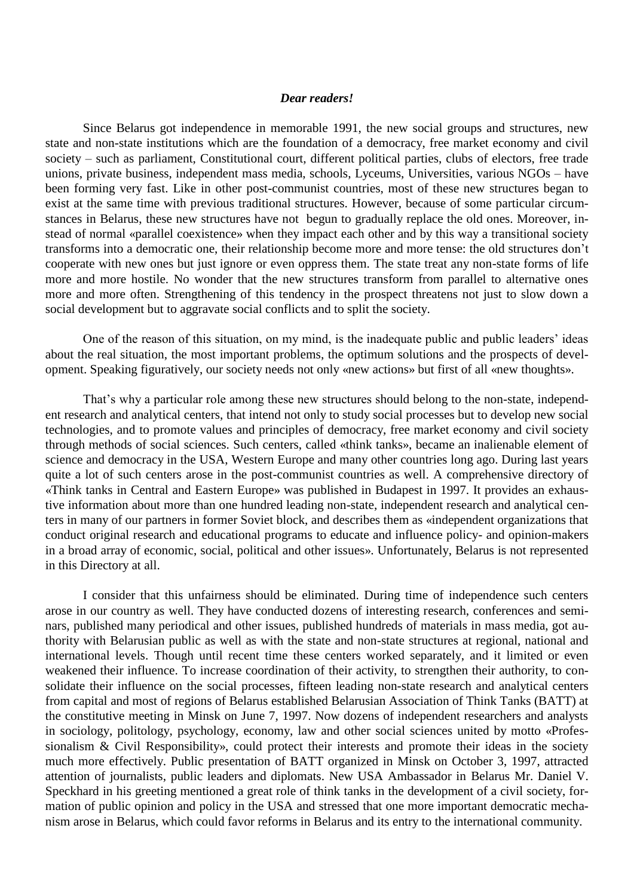***Dear readers!***

Since Belarus got independence in memorable 1991, the new social groups and structures, new state and non-state institutions which are the foundation of a democracy, free market economy and civil society – such as parliament, Constitutional court, different political parties, clubs of electors, free trade unions, private business, independent mass media, schools, Lyceums, Universities, various NGOs – have been forming very fast. Like in other post-communist countries, most of these new structures began to exist at the same time with previous traditional structures. However, because of some particular circumstances in Belarus, these new structures have not begun to gradually replace the old ones. Moreover, instead of normal «parallel coexistence» when they impact each other and by this way a transitional society transforms into a democratic one, their relationship become more and more tense: the old structures don't cooperate with new ones but just ignore or even oppress them. The state treat any non-state forms of life more and more hostile. No wonder that the new structures transform from parallel to alternative ones more and more often. Strengthening of this tendency in the prospect threatens not just to slow down a social development but to aggravate social conflicts and to split the society.

One of the reason of this situation, on my mind, is the inadequate public and public leaders' ideas about the real situation, the most important problems, the optimum solutions and the prospects of development. Speaking figuratively, our society needs not only «new actions» but first of all «new thoughts».

That's why a particular role among these new structures should belong to the non-state, independent research and analytical centers, that intend not only to study social processes but to develop new social technologies, and to promote values and principles of democracy, free market economy and civil society through methods of social sciences. Such centers, called «think tanks», became an inalienable element of science and democracy in the USA, Western Europe and many other countries long ago. During last years quite a lot of such centers arose in the post-communist countries as well. A comprehensive directory of «Think tanks in Central and Eastern Europe» was published in Budapest in 1997. It provides an exhaustive information about more than one hundred leading non-state, independent research and analytical centers in many of our partners in former Soviet block, and describes them as «independent organizations that conduct original research and educational programs to educate and influence policy- and opinion-makers in a broad array of economic, social, political and other issues». Unfortunately, Belarus is not represented in this Directory at all.

I consider that this unfairness should be eliminated. During time of independence such centers arose in our country as well. They have conducted dozens of interesting research, conferences and seminars, published many periodical and other issues, published hundreds of materials in mass media, got authority with Belarusian public as well as with the state and non-state structures at regional, national and international levels. Though until recent time these centers worked separately, and it limited or even weakened their influence. To increase coordination of their activity, to strengthen their authority, to consolidate their influence on the social processes, fifteen leading non-state research and analytical centers from capital and most of regions of Belarus established Belarusian Association of Think Tanks (BATT) at the constitutive meeting in Minsk on June 7, 1997. Now dozens of independent researchers and analysts in sociology, politology, psychology, economy, law and other social sciences united by motto «Professionalism & Civil Responsibility», could protect their interests and promote their ideas in the society much more effectively. Public presentation of BATT organized in Minsk on October 3, 1997, attracted attention of journalists, public leaders and diplomats. New USA Ambassador in Belarus Mr. Daniel V. Speckhard in his greeting mentioned a great role of think tanks in the development of a civil society, formation of public opinion and policy in the USA and stressed that one more important democratic mechanism arose in Belarus, which could favor reforms in Belarus and its entry to the international community.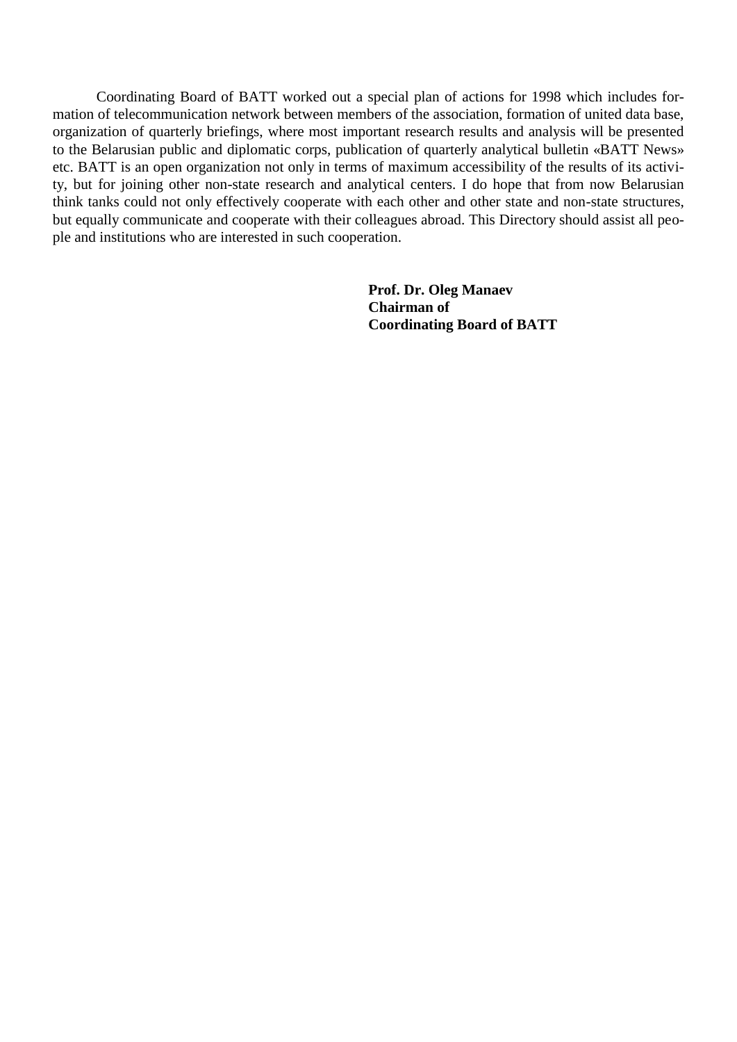Coordinating Board of BATT worked out a special plan of actions for 1998 which includes formation of telecommunication network between members of the association, formation of united data base, organization of quarterly briefings, where most important research results and analysis will be presented to the Belarusian public and diplomatic corps, publication of quarterly analytical bulletin «BATT News» etc. BATT is an open organization not only in terms of maximum accessibility of the results of its activity, but for joining other non-state research and analytical centers. I do hope that from now Belarusian think tanks could not only effectively cooperate with each other and other state and non-state structures, but equally communicate and cooperate with their colleagues abroad. This Directory should assist all people and institutions who are interested in such cooperation.

**Prof. Dr. Oleg Manaev**
**Chairman of**
**Coordinating Board of BATT**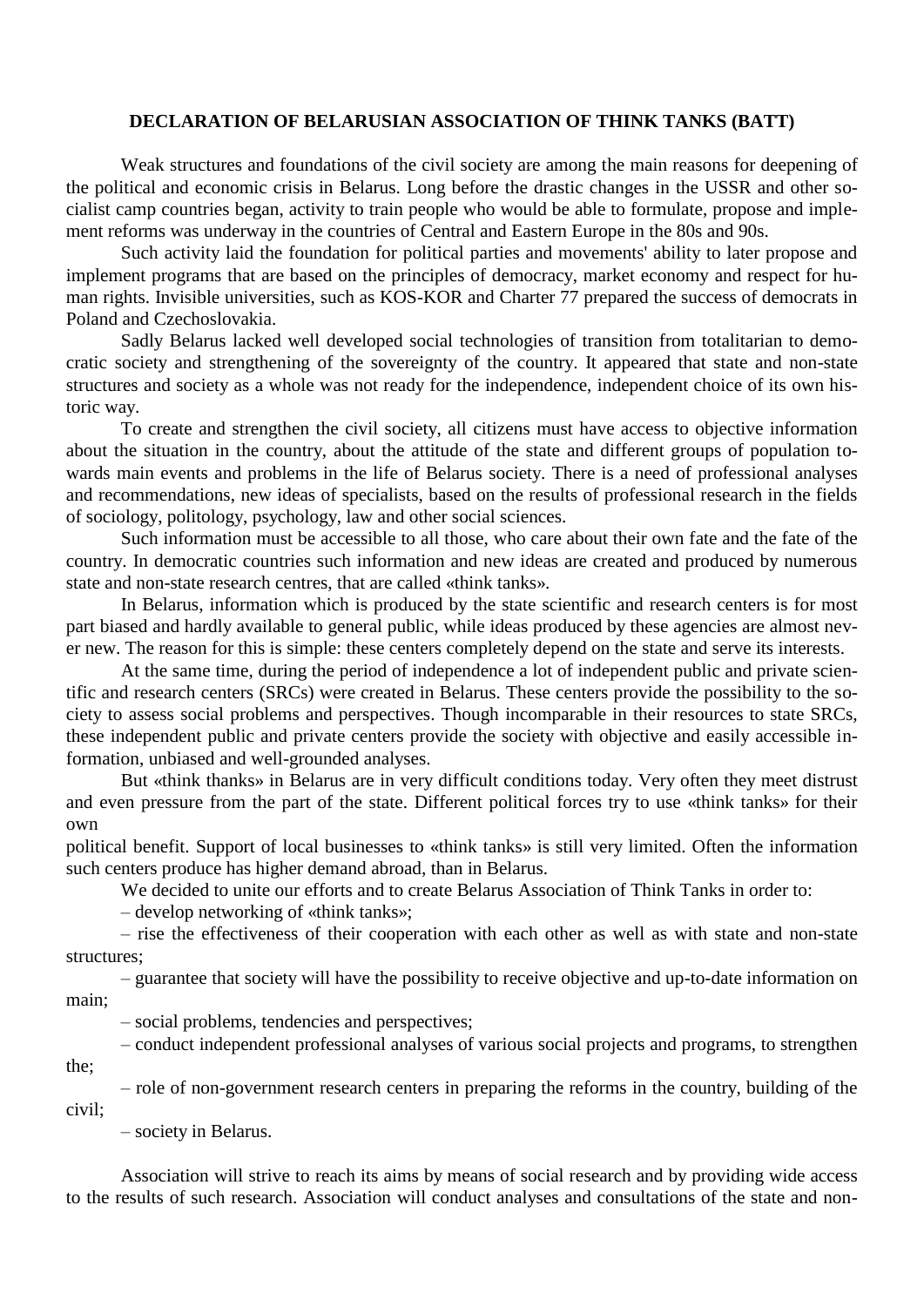**DECLARATION OF BELARUSIAN ASSOCIATION OF THINK TANKS (BATT)**

Weak structures and foundations of the civil society are among the main reasons for deepening of the political and economic crisis in Belarus. Long before the drastic changes in the USSR and other socialist camp countries began, activity to train people who would be able to formulate, propose and implement reforms was underway in the countries of Central and Eastern Europe in the 80s and 90s.

Such activity laid the foundation for political parties and movements' ability to later propose and implement programs that are based on the principles of democracy, market economy and respect for human rights. Invisible universities, such as KOS-KOR and Charter 77 prepared the success of democrats in Poland and Czechoslovakia.

Sadly Belarus lacked well developed social technologies of transition from totalitarian to democratic society and strengthening of the sovereignty of the country. It appeared that state and non-state structures and society as a whole was not ready for the independence, independent choice of its own historic way.

To create and strengthen the civil society, all citizens must have access to objective information about the situation in the country, about the attitude of the state and different groups of population towards main events and problems in the life of Belarus society. There is a need of professional analyses and recommendations, new ideas of specialists, based on the results of professional research in the fields of sociology, politology, psychology, law and other social sciences.

Such information must be accessible to all those, who care about their own fate and the fate of the country. In democratic countries such information and new ideas are created and produced by numerous state and non-state research centres, that are called «think tanks».

In Belarus, information which is produced by the state scientific and research centers is for most part biased and hardly available to general public, while ideas produced by these agencies are almost never new. The reason for this is simple: these centers completely depend on the state and serve its interests.

At the same time, during the period of independence a lot of independent public and private scientific and research centers (SRCs) were created in Belarus. These centers provide the possibility to the society to assess social problems and perspectives. Though incomparable in their resources to state SRCs, these independent public and private centers provide the society with objective and easily accessible information, unbiased and well-grounded analyses.

But «think thanks» in Belarus are in very difficult conditions today. Very often they meet distrust and even pressure from the part of the state. Different political forces try to use «think tanks» for their own political benefit. Support of local businesses to «think tanks» is still very limited. Often the information such centers produce has higher demand abroad, than in Belarus.

We decided to unite our efforts and to create Belarus Association of Think Tanks in order to:

– develop networking of «think tanks»;

– rise the effectiveness of their cooperation with each other as well as with state and non-state structures;

– guarantee that society will have the possibility to receive objective and up-to-date information on main;

– social problems, tendencies and perspectives;

– conduct independent professional analyses of various social projects and programs, to strengthen the;

– role of non-government research centers in preparing the reforms in the country, building of the civil;

– society in Belarus.

Association will strive to reach its aims by means of social research and by providing wide access to the results of such research. Association will conduct analyses and consultations of the state and non-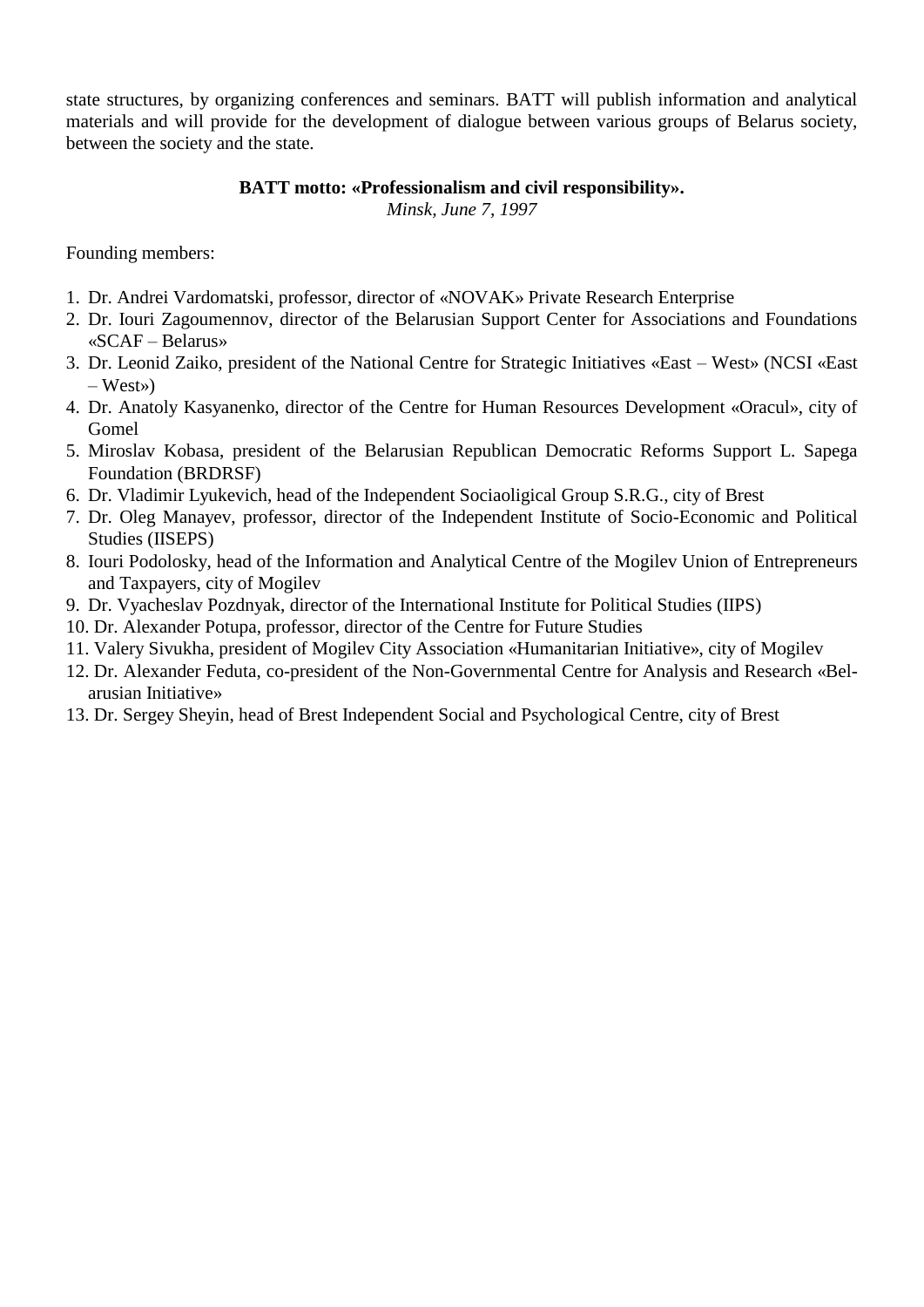state structures, by organizing conferences and seminars. BATT will publish information and analytical materials and will provide for the development of dialogue between various groups of Belarus society, between the society and the state.

**BATT motto: «Professionalism and civil responsibility».**

*Minsk, June 7, 1997*

Founding members:

1. Dr. Andrei Vardomatski, professor, director of «NOVAK» Private Research Enterprise
2. Dr. Iouri Zagoumennov, director of the Belarusian Support Center for Associations and Foundations «SCAF – Belarus»
3. Dr. Leonid Zaiko, president of the National Centre for Strategic Initiatives «East – West» (NCSI «East – West»)
4. Dr. Anatoly Kasyanenko, director of the Centre for Human Resources Development «Oracul», city of Gomel
5. Miroslav Kobasa, president of the Belarusian Republican Democratic Reforms Support L. Sapega Foundation (BRDRSF)
6. Dr. Vladimir Lyukevich, head of the Independent Sociaoligical Group S.R.G., city of Brest
7. Dr. Oleg Manayev, professor, director of the Independent Institute of Socio-Economic and Political Studies (IISEPS)
8. Iouri Podolosky, head of the Information and Analytical Centre of the Mogilev Union of Entrepreneurs and Taxpayers, city of Mogilev
9. Dr. Vyacheslav Pozdnyak, director of the International Institute for Political Studies (IIPS)
10. Dr. Alexander Potupa, professor, director of the Centre for Future Studies
11. Valery Sivukha, president of Mogilev City Association «Humanitarian Initiative», city of Mogilev
12. Dr. Alexander Feduta, co-president of the Non-Governmental Centre for Analysis and Research «Belarusian Initiative»
13. Dr. Sergey Sheyin, head of Brest Independent Social and Psychological Centre, city of Brest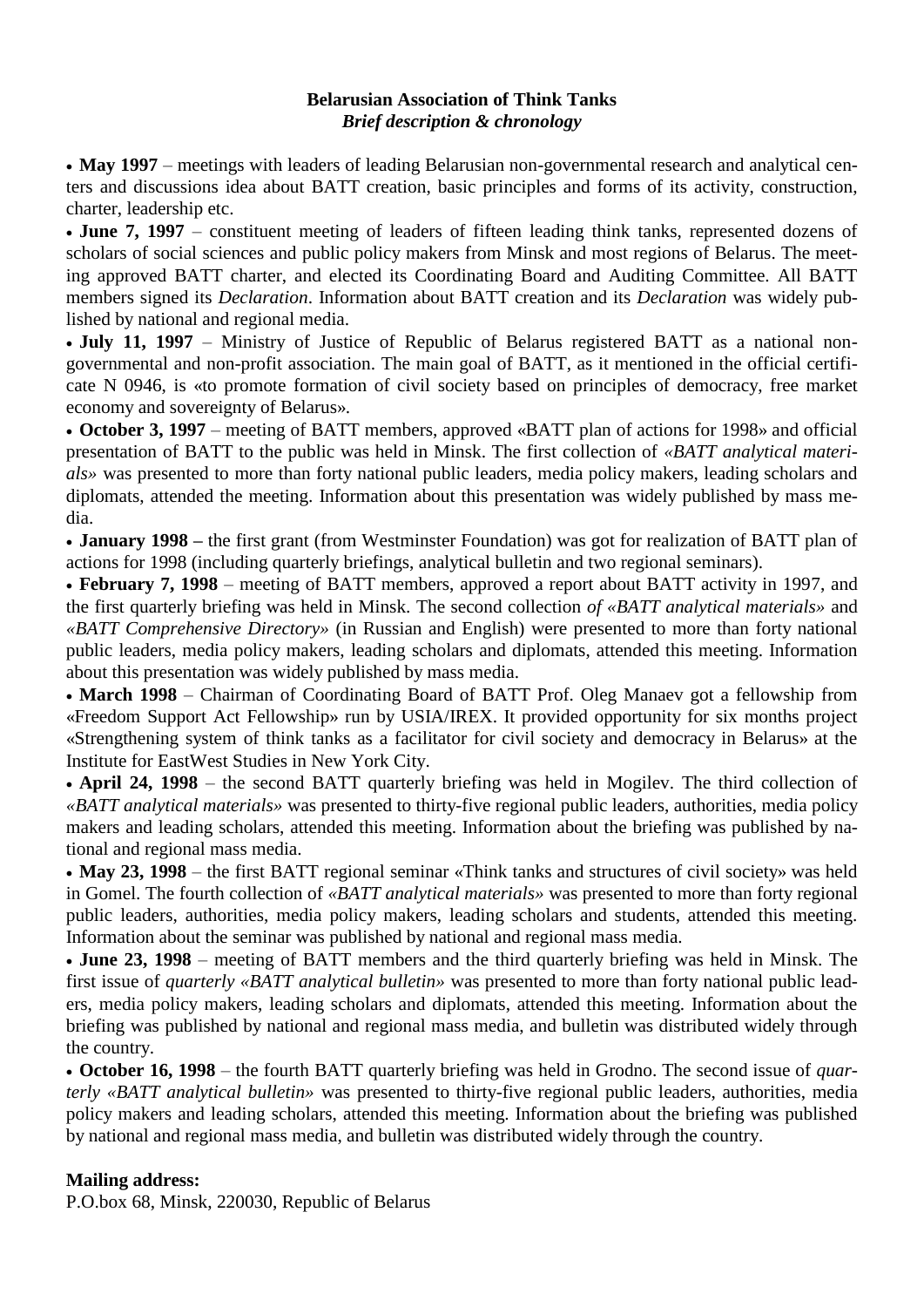**Belarusian Association of Think Tanks**
***Brief description & chronology***

- **May 1997** – meetings with leaders of leading Belarusian non-governmental research and analytical centers and discussions idea about BATT creation, basic principles and forms of its activity, construction, charter, leadership etc.
- **June 7, 1997** – constituent meeting of leaders of fifteen leading think tanks, represented dozens of scholars of social sciences and public policy makers from Minsk and most regions of Belarus. The meeting approved BATT charter, and elected its Coordinating Board and Auditing Committee. All BATT members signed its *Declaration*. Information about BATT creation and its *Declaration* was widely published by national and regional media.
- **July 11, 1997** – Ministry of Justice of Republic of Belarus registered BATT as a national non-governmental and non-profit association. The main goal of BATT, as it mentioned in the official certificate N 0946, is «to promote formation of civil society based on principles of democracy, free market economy and sovereignty of Belarus».
- **October 3, 1997** – meeting of BATT members, approved «BATT plan of actions for 1998» and official presentation of BATT to the public was held in Minsk. The first collection of *«BATT analytical materials»* was presented to more than forty national public leaders, media policy makers, leading scholars and diplomats, attended the meeting. Information about this presentation was widely published by mass media.
- **January 1998 –** the first grant (from Westminster Foundation) was got for realization of BATT plan of actions for 1998 (including quarterly briefings, analytical bulletin and two regional seminars).
- **February 7, 1998** – meeting of BATT members, approved a report about BATT activity in 1997, and the first quarterly briefing was held in Minsk. The second collection *of «BATT analytical materials»* and *«BATT Comprehensive Directory»* (in Russian and English) were presented to more than forty national public leaders, media policy makers, leading scholars and diplomats, attended this meeting. Information about this presentation was widely published by mass media.
- **March 1998** – Chairman of Coordinating Board of BATT Prof. Oleg Manaev got a fellowship from «Freedom Support Act Fellowship» run by USIA/IREX. It provided opportunity for six months project «Strengthening system of think tanks as a facilitator for civil society and democracy in Belarus» at the Institute for EastWest Studies in New York City.
- **April 24, 1998** – the second BATT quarterly briefing was held in Mogilev. The third collection of *«BATT analytical materials»* was presented to thirty-five regional public leaders, authorities, media policy makers and leading scholars, attended this meeting. Information about the briefing was published by national and regional mass media.
- **May 23, 1998** – the first BATT regional seminar «Think tanks and structures of civil society» was held in Gomel. The fourth collection of *«BATT analytical materials»* was presented to more than forty regional public leaders, authorities, media policy makers, leading scholars and students, attended this meeting. Information about the seminar was published by national and regional mass media.
- **June 23, 1998** – meeting of BATT members and the third quarterly briefing was held in Minsk. The first issue of *quarterly «BATT analytical bulletin»* was presented to more than forty national public leaders, media policy makers, leading scholars and diplomats, attended this meeting. Information about the briefing was published by national and regional mass media, and bulletin was distributed widely through the country.
- **October 16, 1998** – the fourth BATT quarterly briefing was held in Grodno. The second issue of *quarterly «BATT analytical bulletin»* was presented to thirty-five regional public leaders, authorities, media policy makers and leading scholars, attended this meeting. Information about the briefing was published by national and regional mass media, and bulletin was distributed widely through the country.

**Mailing address:**
P.O.box 68, Minsk, 220030, Republic of Belarus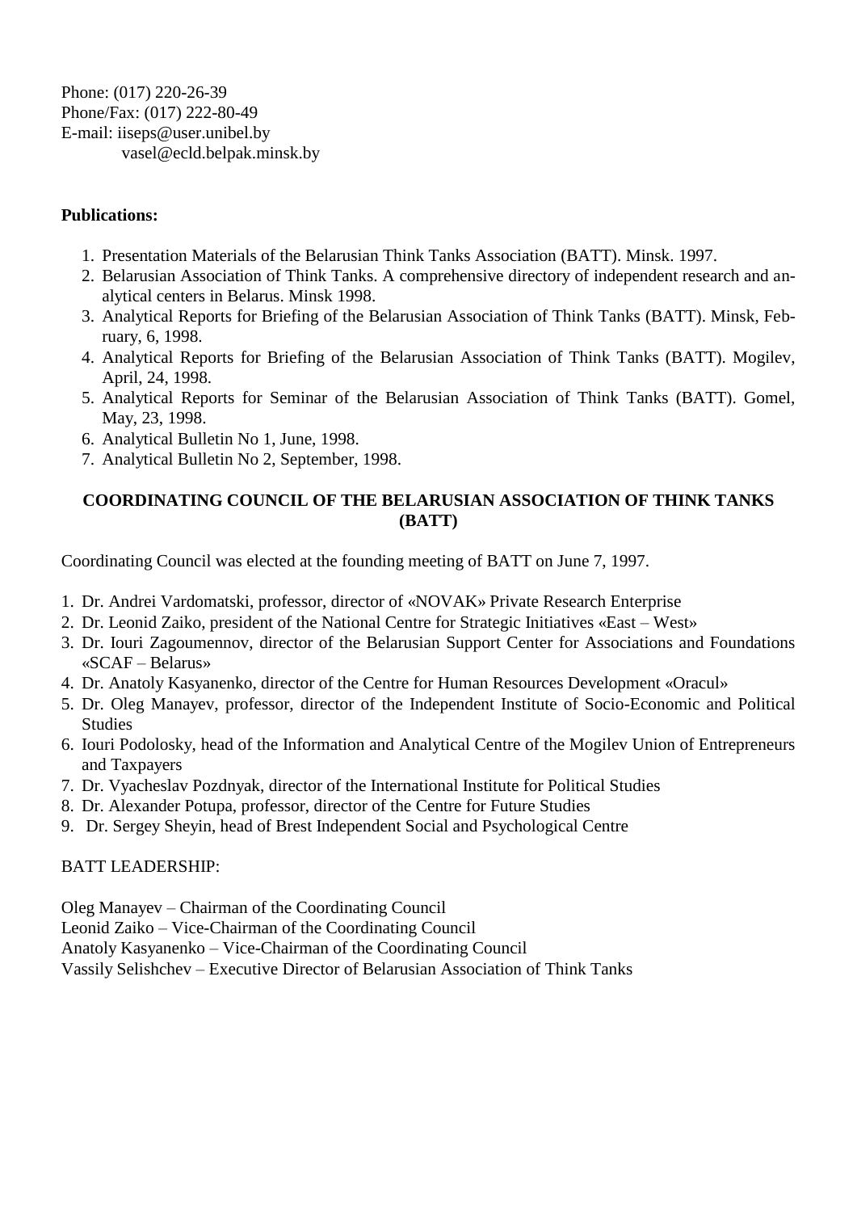Phone: (017) 220-26-39
Phone/Fax: (017) 222-80-49
E-mail: iiseps@user.unibel.by
vasel@ecld.belpak.minsk.by

**Publications:**

1. Presentation Materials of the Belarusian Think Tanks Association (BATT). Minsk. 1997.
2. Belarusian Association of Think Tanks. A comprehensive directory of independent research and analytical centers in Belarus. Minsk 1998.
3. Analytical Reports for Briefing of the Belarusian Association of Think Tanks (BATT). Minsk, February, 6, 1998.
4. Analytical Reports for Briefing of the Belarusian Association of Think Tanks (BATT). Mogilev, April, 24, 1998.
5. Analytical Reports for Seminar of the Belarusian Association of Think Tanks (BATT). Gomel, May, 23, 1998.
6. Analytical Bulletin No 1, June, 1998.
7. Analytical Bulletin No 2, September, 1998.

## COORDINATING COUNCIL OF THE BELARUSIAN ASSOCIATION OF THINK TANKS (BATT)

Coordinating Council was elected at the founding meeting of BATT on June 7, 1997.

1. Dr. Andrei Vardomatski, professor, director of «NOVAK» Private Research Enterprise
2. Dr. Leonid Zaiko, president of the National Centre for Strategic Initiatives «East – West»
3. Dr. Iouri Zagoumennov, director of the Belarusian Support Center for Associations and Foundations «SCAF – Belarus»
4. Dr. Anatoly Kasyanenko, director of the Centre for Human Resources Development «Oracul»
5. Dr. Oleg Manayev, professor, director of the Independent Institute of Socio-Economic and Political Studies
6. Iouri Podolosky, head of the Information and Analytical Centre of the Mogilev Union of Entrepreneurs and Taxpayers
7. Dr. Vyacheslav Pozdnyak, director of the International Institute for Political Studies
8. Dr. Alexander Potupa, professor, director of the Centre for Future Studies
9. Dr. Sergey Sheyin, head of Brest Independent Social and Psychological Centre

BATT LEADERSHIP:

Oleg Manayev – Chairman of the Coordinating Council
Leonid Zaiko – Vice-Chairman of the Coordinating Council
Anatoly Kasyanenko – Vice-Chairman of the Coordinating Council
Vassily Selishchev – Executive Director of Belarusian Association of Think Tanks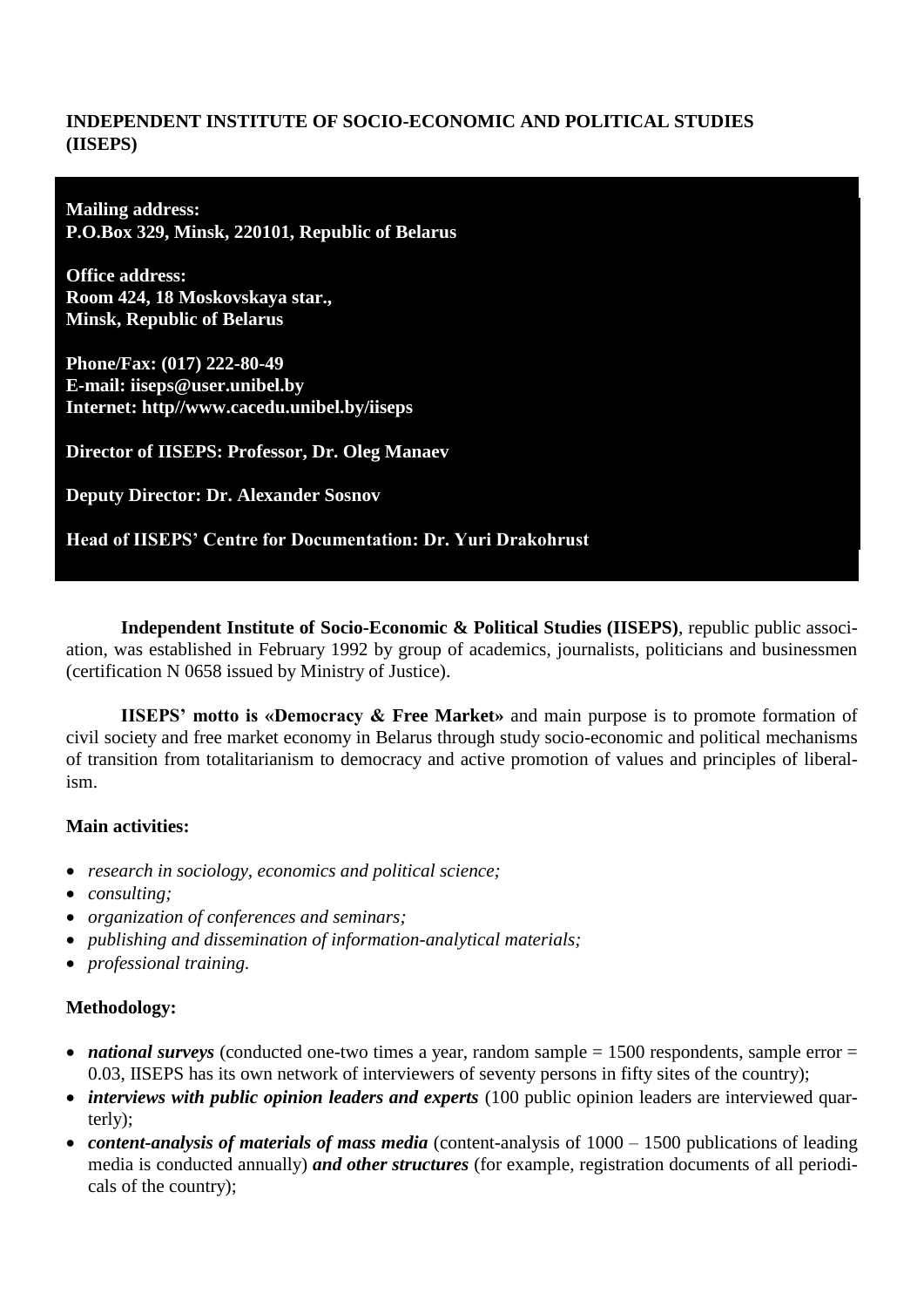**INDEPENDENT INSTITUTE OF SOCIO-ECONOMIC AND POLITICAL STUDIES (IISEPS)**

**Mailing address:**
**P.O.Box 329, Minsk, 220101, Republic of Belarus**

**Office address:**
**Room 424, 18 Moskovskaya star.,**
**Minsk, Republic of Belarus**

**Phone/Fax: (017) 222-80-49**
**E-mail: iiseps@user.unibel.by**
**Internet: http//www.cacedu.unibel.by/iiseps**

**Director of IISEPS: Professor, Dr. Oleg Manaev**

**Deputy Director: Dr. Alexander Sosnov**

**Head of IISEPS' Centre for Documentation: Dr. Yuri Drakohrust**

**Independent Institute of Socio-Economic & Political Studies (IISEPS)**, republic public association, was established in February 1992 by group of academics, journalists, politicians and businessmen (certification N 0658 issued by Ministry of Justice).

**IISEPS' motto is «Democracy & Free Market»** and main purpose is to promote formation of civil society and free market economy in Belarus through study socio-economic and political mechanisms of transition from totalitarianism to democracy and active promotion of values and principles of liberalism.

**Main activities:**

- *research in sociology, economics and political science;*
- *consulting;*
- *organization of conferences and seminars;*
- *publishing and dissemination of information-analytical materials;*
- *professional training.*

**Methodology:**

- ***national surveys*** (conducted one-two times a year, random sample = 1500 respondents, sample error = 0.03, IISEPS has its own network of interviewers of seventy persons in fifty sites of the country);
- ***interviews with public opinion leaders and experts*** (100 public opinion leaders are interviewed quarterly);
- ***content-analysis of materials of mass media*** (content-analysis of 1000 – 1500 publications of leading media is conducted annually) ***and other structures*** (for example, registration documents of all periodicals of the country);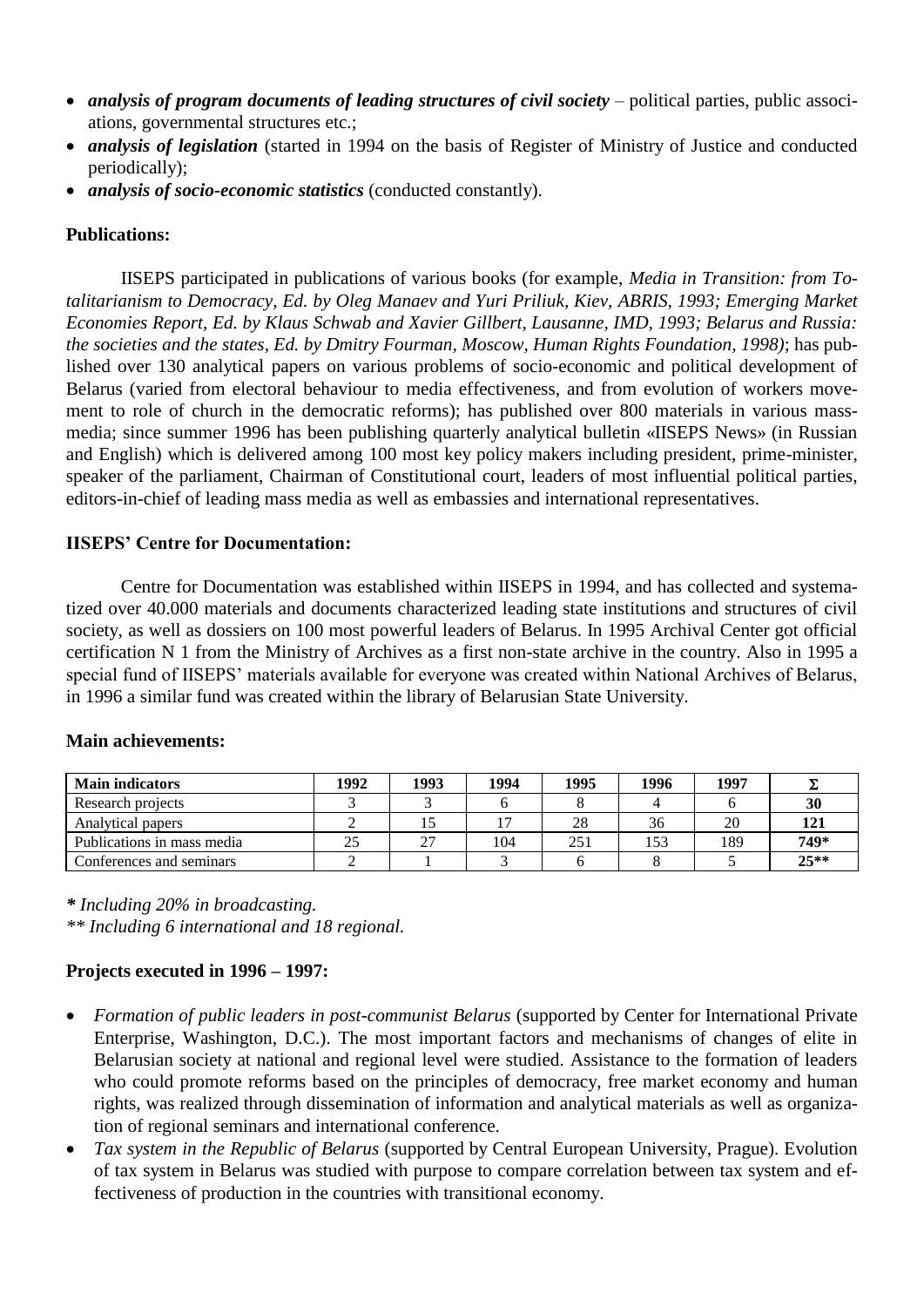- ***analysis of program documents of leading structures of civil society*** – political parties, public associations, governmental structures etc.;
- ***analysis of legislation*** (started in 1994 on the basis of Register of Ministry of Justice and conducted periodically);
- ***analysis of socio-economic statistics*** (conducted constantly).

**Publications:**

IISEPS participated in publications of various books (for example, *Media in Transition: from Totalitarianism to Democracy, Ed. by Oleg Manaev and Yuri Priliuk, Kiev, ABRIS, 1993; Emerging Market Economies Report, Ed. by Klaus Schwab and Xavier Gillbert, Lausanne, IMD, 1993; Belarus and Russia: the societies and the states, Ed. by Dmitry Fourman, Moscow, Human Rights Foundation, 1998)*; has published over 130 analytical papers on various problems of socio-economic and political development of Belarus (varied from electoral behaviour to media effectiveness, and from evolution of workers movement to role of church in the democratic reforms); has published over 800 materials in various mass-media; since summer 1996 has been publishing quarterly analytical bulletin «IISEPS News» (in Russian and English) which is delivered among 100 most key policy makers including president, prime-minister, speaker of the parliament, Chairman of Constitutional court, leaders of most influential political parties, editors-in-chief of leading mass media as well as embassies and international representatives.

**IISEPS' Centre for Documentation:**

Centre for Documentation was established within IISEPS in 1994, and has collected and systematized over 40.000 materials and documents characterized leading state institutions and structures of civil society, as well as dossiers on 100 most powerful leaders of Belarus. In 1995 Archival Center got official certification N 1 from the Ministry of Archives as a first non-state archive in the country. Also in 1995 a special fund of IISEPS' materials available for everyone was created within National Archives of Belarus, in 1996 a similar fund was created within the library of Belarusian State University.

**Main achievements:**

| Main indicators | 1992 | 1993 | 1994 | 1995 | 1996 | 1997 | Σ |
|---|---|---|---|---|---|---|---|
| Research projects | 3 | 3 | 6 | 8 | 4 | 6 | **30** |
| Analytical papers | 2 | 15 | 17 | 28 | 36 | 20 | **121** |
| Publications in mass media | 25 | 27 | 104 | 251 | 153 | 189 | **749*** |
| Conferences and seminars | 2 | 1 | 3 | 6 | 8 | 5 | **25**** |

*\* Including 20% in broadcasting.*

*\*\* Including 6 international and 18 regional.*

**Projects executed in 1996 – 1997:**

- *Formation of public leaders in post-communist Belarus* (supported by Center for International Private Enterprise, Washington, D.C.). The most important factors and mechanisms of changes of elite in Belarusian society at national and regional level were studied. Assistance to the formation of leaders who could promote reforms based on the principles of democracy, free market economy and human rights, was realized through dissemination of information and analytical materials as well as organization of regional seminars and international conference.
- *Tax system in the Republic of Belarus* (supported by Central European University, Prague). Evolution of tax system in Belarus was studied with purpose to compare correlation between tax system and effectiveness of production in the countries with transitional economy.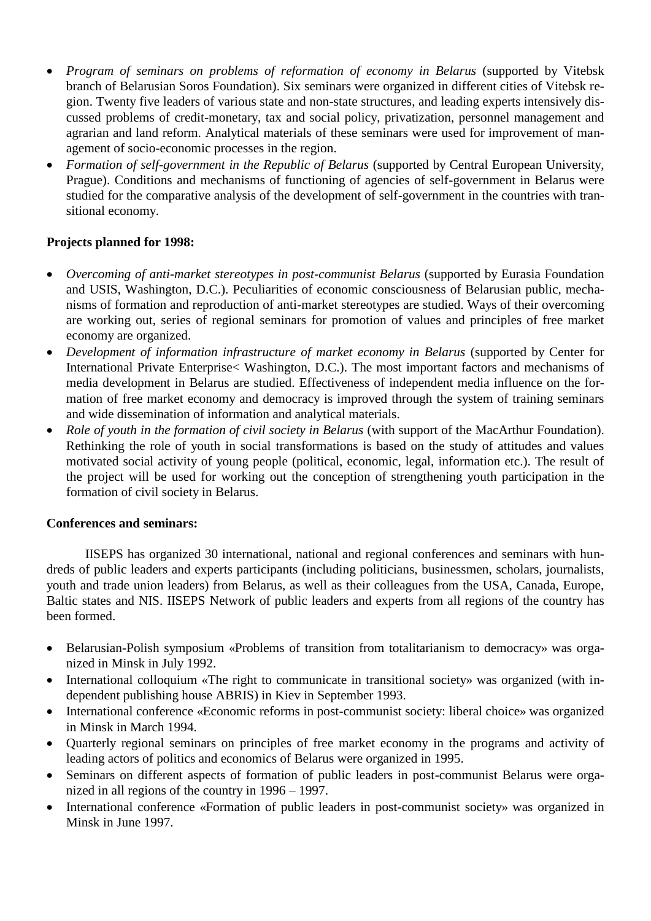- *Program of seminars on problems of reformation of economy in Belarus* (supported by Vitebsk branch of Belarusian Soros Foundation). Six seminars were organized in different cities of Vitebsk region. Twenty five leaders of various state and non-state structures, and leading experts intensively discussed problems of credit-monetary, tax and social policy, privatization, personnel management and agrarian and land reform. Analytical materials of these seminars were used for improvement of management of socio-economic processes in the region.
- *Formation of self-government in the Republic of Belarus* (supported by Central European University, Prague). Conditions and mechanisms of functioning of agencies of self-government in Belarus were studied for the comparative analysis of the development of self-government in the countries with transitional economy.

**Projects planned for 1998:**

- *Overcoming of anti-market stereotypes in post-communist Belarus* (supported by Eurasia Foundation and USIS, Washington, D.C.). Peculiarities of economic consciousness of Belarusian public, mechanisms of formation and reproduction of anti-market stereotypes are studied. Ways of their overcoming are working out, series of regional seminars for promotion of values and principles of free market economy are organized.
- *Development of information infrastructure of market economy in Belarus* (supported by Center for International Private Enterprise< Washington, D.C.). The most important factors and mechanisms of media development in Belarus are studied. Effectiveness of independent media influence on the formation of free market economy and democracy is improved through the system of training seminars and wide dissemination of information and analytical materials.
- *Role of youth in the formation of civil society in Belarus* (with support of the MacArthur Foundation). Rethinking the role of youth in social transformations is based on the study of attitudes and values motivated social activity of young people (political, economic, legal, information etc.). The result of the project will be used for working out the conception of strengthening youth participation in the formation of civil society in Belarus.

**Conferences and seminars:**

IISEPS has organized 30 international, national and regional conferences and seminars with hundreds of public leaders and experts participants (including politicians, businessmen, scholars, journalists, youth and trade union leaders) from Belarus, as well as their colleagues from the USA, Canada, Europe, Baltic states and NIS. IISEPS Network of public leaders and experts from all regions of the country has been formed.

- Belarusian-Polish symposium «Problems of transition from totalitarianism to democracy» was organized in Minsk in July 1992.
- International colloquium «The right to communicate in transitional society» was organized (with independent publishing house ABRIS) in Kiev in September 1993.
- International conference «Economic reforms in post-communist society: liberal choice» was organized in Minsk in March 1994.
- Quarterly regional seminars on principles of free market economy in the programs and activity of leading actors of politics and economics of Belarus were organized in 1995.
- Seminars on different aspects of formation of public leaders in post-communist Belarus were organized in all regions of the country in 1996 – 1997.
- International conference «Formation of public leaders in post-communist society» was organized in Minsk in June 1997.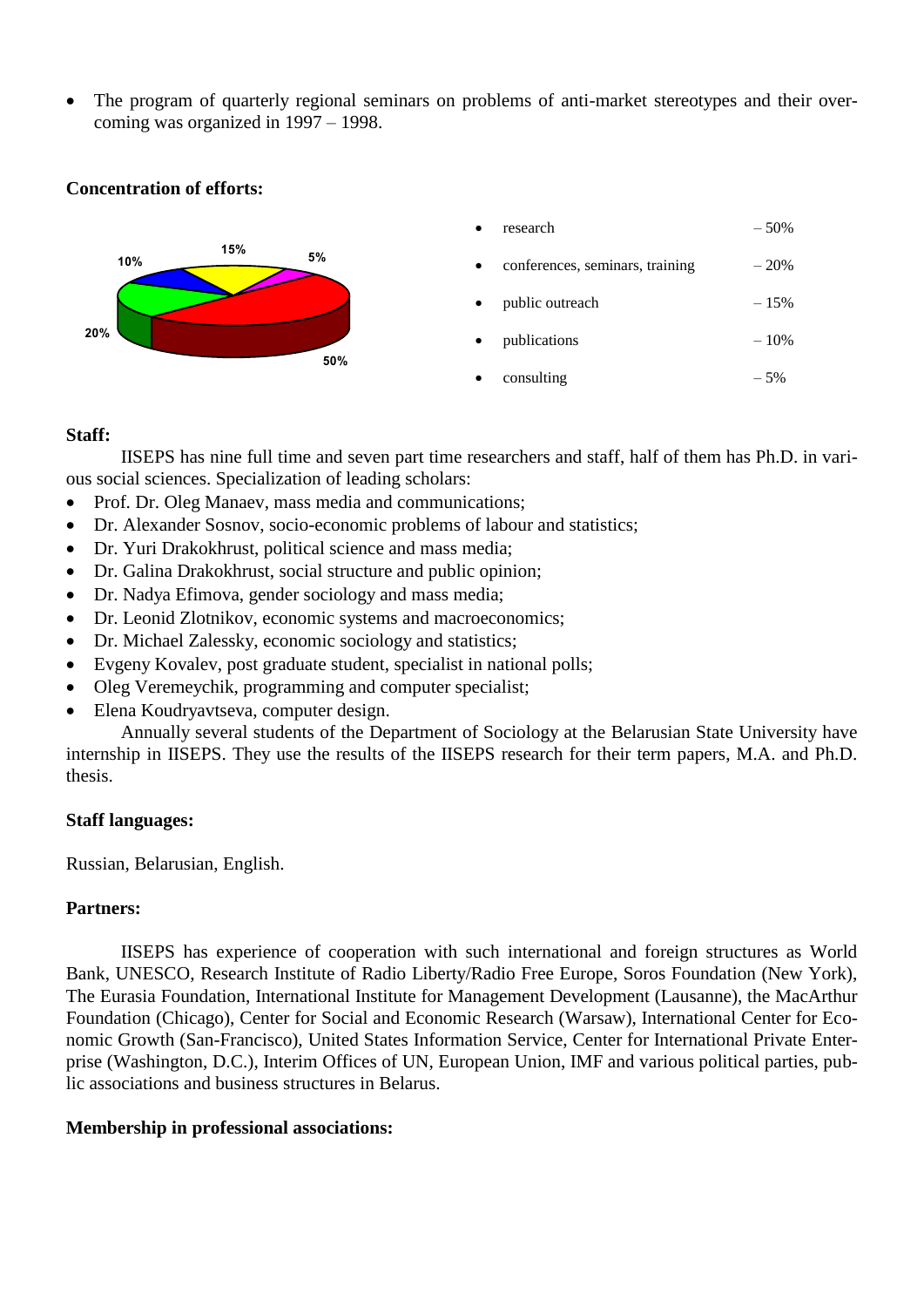- The program of quarterly regional seminars on problems of anti-market stereotypes and their overcoming was organized in 1997 – 1998.

**Concentration of efforts:**

- research – 50%
- conferences, seminars, training – 20%
- public outreach – 15%
- publications – 10%
- consulting – 5%

**Staff:**

IISEPS has nine full time and seven part time researchers and staff, half of them has Ph.D. in various social sciences. Specialization of leading scholars:

- Prof. Dr. Oleg Manaev, mass media and communications;
- Dr. Alexander Sosnov, socio-economic problems of labour and statistics;
- Dr. Yuri Drakokhrust, political science and mass media;
- Dr. Galina Drakokhrust, social structure and public opinion;
- Dr. Nadya Efimova, gender sociology and mass media;
- Dr. Leonid Zlotnikov, economic systems and macroeconomics;
- Dr. Michael Zalessky, economic sociology and statistics;
- Evgeny Kovalev, post graduate student, specialist in national polls;
- Oleg Veremeychik, programming and computer specialist;
- Elena Koudryavtseva, computer design.

Annually several students of the Department of Sociology at the Belarusian State University have internship in IISEPS. They use the results of the IISEPS research for their term papers, M.A. and Ph.D. thesis.

**Staff languages:**

Russian, Belarusian, English.

**Partners:**

IISEPS has experience of cooperation with such international and foreign structures as World Bank, UNESCO, Research Institute of Radio Liberty/Radio Free Europe, Soros Foundation (New York), The Eurasia Foundation, International Institute for Management Development (Lausanne), the MacArthur Foundation (Chicago), Center for Social and Economic Research (Warsaw), International Center for Economic Growth (San-Francisco), United States Information Service, Center for International Private Enterprise (Washington, D.C.), Interim Offices of UN, European Union, IMF and various political parties, public associations and business structures in Belarus.

**Membership in professional associations:**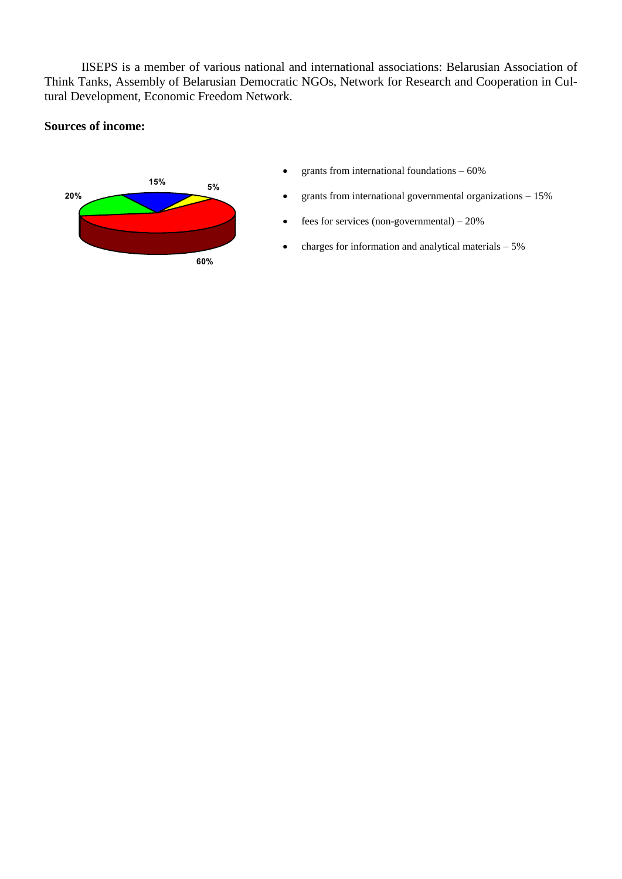IISEPS is a member of various national and international associations: Belarusian Association of Think Tanks, Assembly of Belarusian Democratic NGOs, Network for Research and Cooperation in Cultural Development, Economic Freedom Network.

**Sources of income:**

- grants from international foundations – 60%
- grants from international governmental organizations – 15%
- fees for services (non-governmental) – 20%
- charges for information and analytical materials – 5%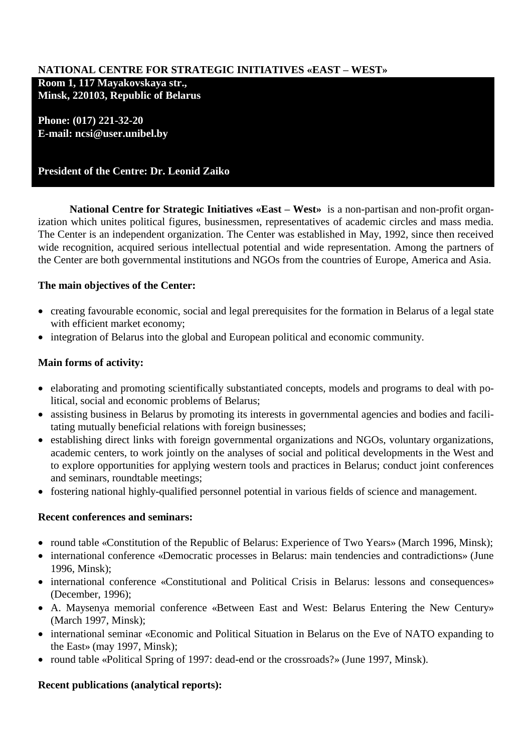## NATIONAL CENTRE FOR STRATEGIC INITIATIVES «EAST – WEST»

**Room 1, 117 Mayakovskaya str.,**
**Minsk, 220103, Republic of Belarus**

**Phone: (017) 221-32-20**
**E-mail: ncsi@user.unibel.by**

**President of the Centre: Dr. Leonid Zaiko**

**National Centre for Strategic Initiatives «East – West»** is a non-partisan and non-profit organization which unites political figures, businessmen, representatives of academic circles and mass media. The Center is an independent organization. The Center was established in May, 1992, since then received wide recognition, acquired serious intellectual potential and wide representation. Among the partners of the Center are both governmental institutions and NGOs from the countries of Europe, America and Asia.

**The main objectives of the Center:**

- creating favourable economic, social and legal prerequisites for the formation in Belarus of a legal state with efficient market economy;
- integration of Belarus into the global and European political and economic community.

**Main forms of activity:**

- elaborating and promoting scientifically substantiated concepts, models and programs to deal with political, social and economic problems of Belarus;
- assisting business in Belarus by promoting its interests in governmental agencies and bodies and facilitating mutually beneficial relations with foreign businesses;
- establishing direct links with foreign governmental organizations and NGOs, voluntary organizations, academic centers, to work jointly on the analyses of social and political developments in the West and to explore opportunities for applying western tools and practices in Belarus; conduct joint conferences and seminars, roundtable meetings;
- fostering national highly-qualified personnel potential in various fields of science and management.

**Recent conferences and seminars:**

- round table «Constitution of the Republic of Belarus: Experience of Two Years» (March 1996, Minsk);
- international conference «Democratic processes in Belarus: main tendencies and contradictions» (June 1996, Minsk);
- international conference «Constitutional and Political Crisis in Belarus: lessons and consequences» (December, 1996);
- A. Maysenya memorial conference «Between East and West: Belarus Entering the New Century» (March 1997, Minsk);
- international seminar «Economic and Political Situation in Belarus on the Eve of NATO expanding to the East» (may 1997, Minsk);
- round table «Political Spring of 1997: dead-end or the crossroads?» (June 1997, Minsk).

**Recent publications (analytical reports):**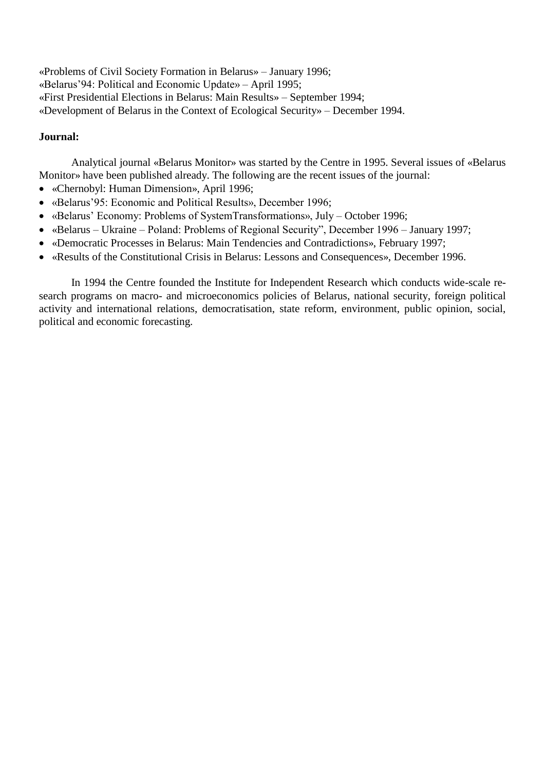«Problems of Civil Society Formation in Belarus» – January 1996;
«Belarus'94: Political and Economic Update» – April 1995;
«First Presidential Elections in Belarus: Main Results» – September 1994;
«Development of Belarus in the Context of Ecological Security» – December 1994.

**Journal:**

Analytical journal «Belarus Monitor» was started by the Centre in 1995. Several issues of «Belarus Monitor» have been published already. The following are the recent issues of the journal:

- «Chernobyl: Human Dimension», April 1996;
- «Belarus'95: Economic and Political Results», December 1996;
- «Belarus' Economy: Problems of SystemTransformations», July – October 1996;
- «Belarus – Ukraine – Poland: Problems of Regional Security", December 1996 – January 1997;
- «Democratic Processes in Belarus: Main Tendencies and Contradictions», February 1997;
- «Results of the Constitutional Crisis in Belarus: Lessons and Consequences», December 1996.

In 1994 the Centre founded the Institute for Independent Research which conducts wide-scale research programs on macro- and microeconomics policies of Belarus, national security, foreign political activity and international relations, democratisation, state reform, environment, public opinion, social, political and economic forecasting.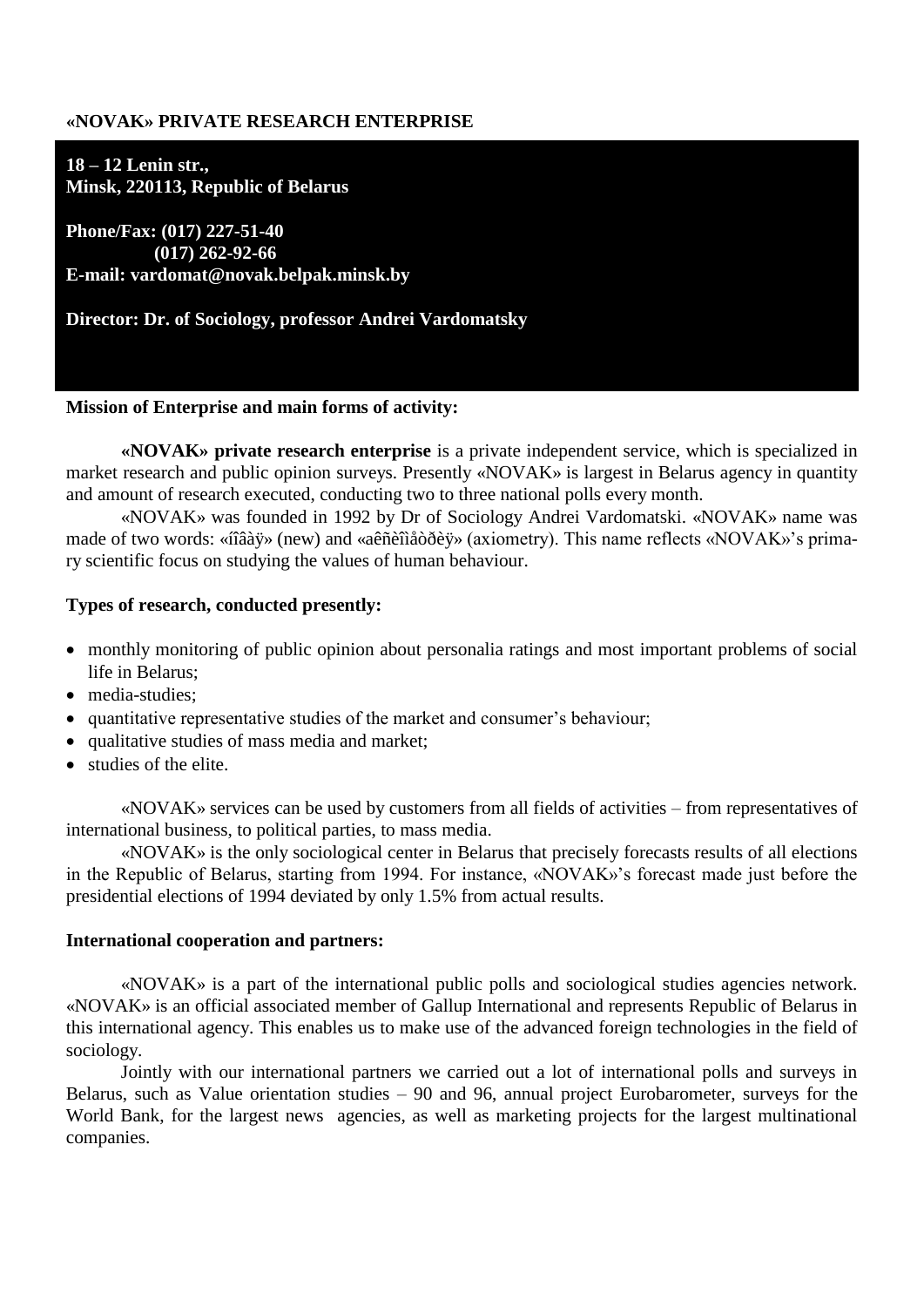**«NOVAK» PRIVATE RESEARCH ENTERPRISE**

**18 – 12 Lenin str.,**
**Minsk, 220113, Republic of Belarus**

**Phone/Fax: (017) 227-51-40**
**(017) 262-92-66**
**E-mail: vardomat@novak.belpak.minsk.by**

**Director: Dr. of Sociology, professor Andrei Vardomatsky**

**Mission of Enterprise and main forms of activity:**

**«NOVAK» private research enterprise** is a private independent service, which is specialized in market research and public opinion surveys. Presently «NOVAK» is largest in Belarus agency in quantity and amount of research executed, conducting two to three national polls every month.

«NOVAK» was founded in 1992 by Dr of Sociology Andrei Vardomatski. «NOVAK» name was made of two words: «íîâàÿ» (new) and «aêñèîìåòðèÿ» (axiometry). This name reflects «NOVAK»'s primary scientific focus on studying the values of human behaviour.

**Types of research, conducted presently:**

- monthly monitoring of public opinion about personalia ratings and most important problems of social life in Belarus;
- media-studies;
- quantitative representative studies of the market and consumer's behaviour;
- qualitative studies of mass media and market;
- studies of the elite.

«NOVAK» services can be used by customers from all fields of activities – from representatives of international business, to political parties, to mass media.

«NOVAK» is the only sociological center in Belarus that precisely forecasts results of all elections in the Republic of Belarus, starting from 1994. For instance, «NOVAK»'s forecast made just before the presidential elections of 1994 deviated by only 1.5% from actual results.

**International cooperation and partners:**

«NOVAK» is a part of the international public polls and sociological studies agencies network. «NOVAK» is an official associated member of Gallup International and represents Republic of Belarus in this international agency. This enables us to make use of the advanced foreign technologies in the field of sociology.

Jointly with our international partners we carried out a lot of international polls and surveys in Belarus, such as Value orientation studies – 90 and 96, annual project Eurobarometer, surveys for the World Bank, for the largest news agencies, as well as marketing projects for the largest multinational companies.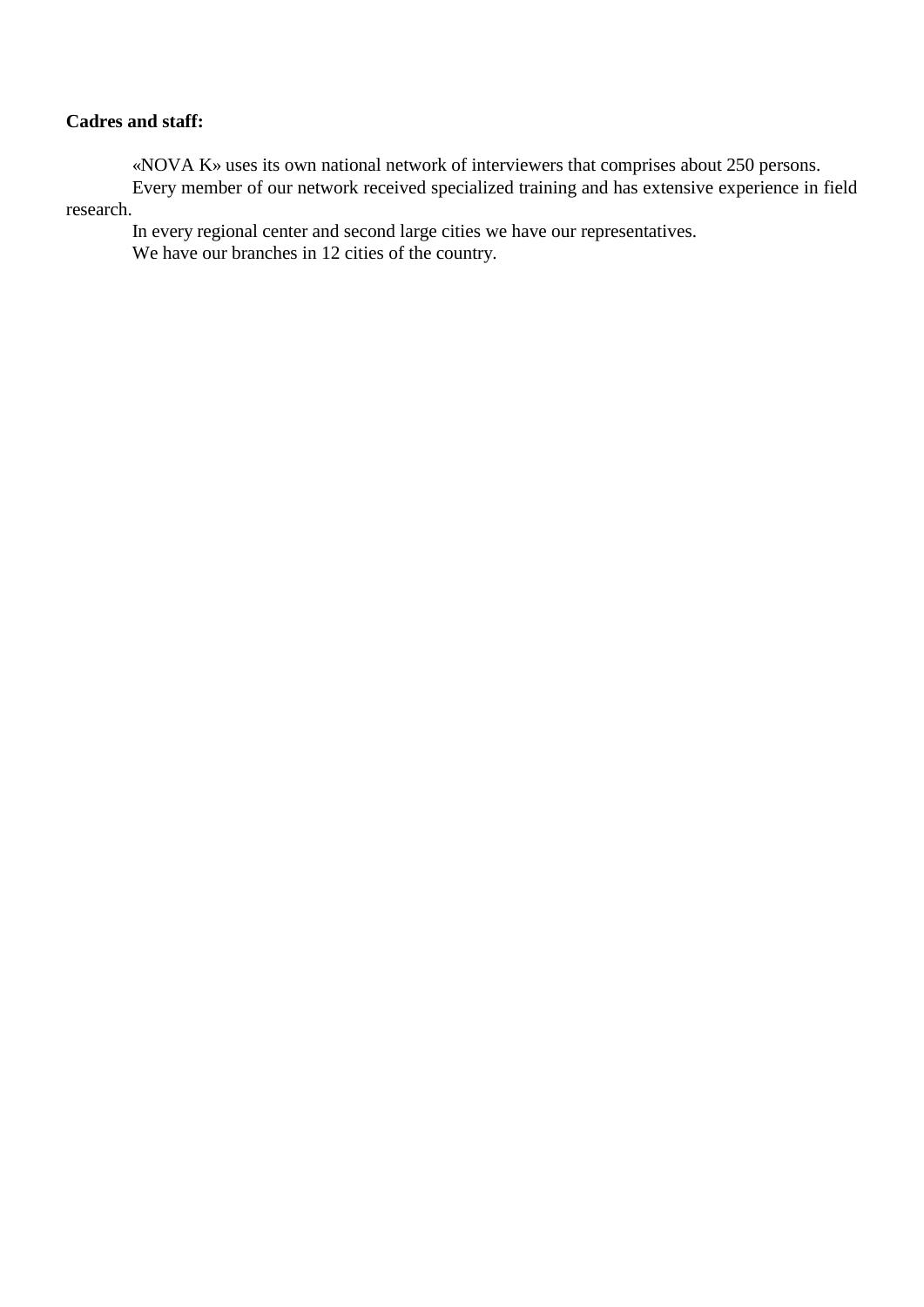**Cadres and staff:**

«NOVA K» uses its own national network of interviewers that comprises about 250 persons.

Every member of our network received specialized training and has extensive experience in field research.

In every regional center and second large cities we have our representatives.

We have our branches in 12 cities of the country.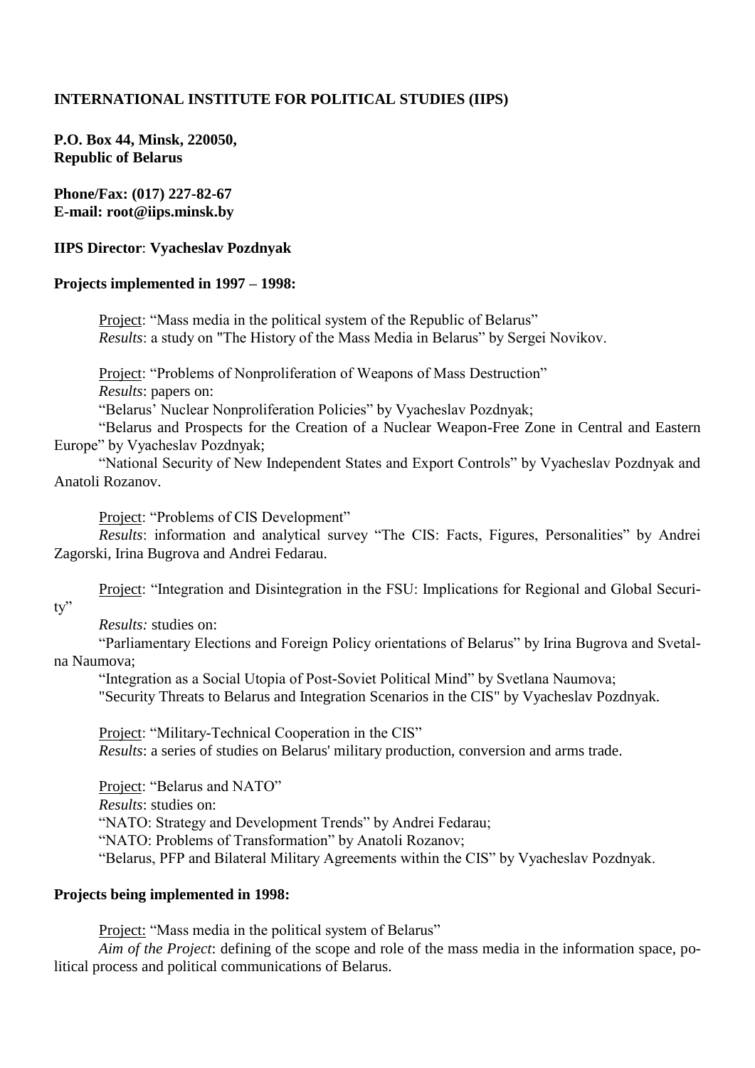**INTERNATIONAL INSTITUTE FOR POLITICAL STUDIES (IIPS)**

**P.O. Box 44, Minsk, 220050,**
**Republic of Belarus**

**Phone/Fax: (017) 227-82-67**
**E-mail: root@iips.minsk.by**

**IIPS Director**: **Vyacheslav Pozdnyak**

**Projects implemented in 1997 – 1998:**

Project: "Mass media in the political system of the Republic of Belarus"
*Results*: a study on "The History of the Mass Media in Belarus" by Sergei Novikov.

Project: "Problems of Nonproliferation of Weapons of Mass Destruction"
*Results*: papers on:
"Belarus' Nuclear Nonproliferation Policies" by Vyacheslav Pozdnyak;
"Belarus and Prospects for the Creation of a Nuclear Weapon-Free Zone in Central and Eastern Europe" by Vyacheslav Pozdnyak;
"National Security of New Independent States and Export Controls" by Vyacheslav Pozdnyak and Anatoli Rozanov.

Project: "Problems of CIS Development"
*Results*: information and analytical survey "The CIS: Facts, Figures, Personalities" by Andrei Zagorski, Irina Bugrova and Andrei Fedarau.

Project: "Integration and Disintegration in the FSU: Implications for Regional and Global Security"
*Results:* studies on:
"Parliamentary Elections and Foreign Policy orientations of Belarus" by Irina Bugrova and Svetalna Naumova;
"Integration as a Social Utopia of Post-Soviet Political Mind" by Svetlana Naumova;
"Security Threats to Belarus and Integration Scenarios in the CIS" by Vyacheslav Pozdnyak.

Project: "Military-Technical Cooperation in the CIS"
*Results*: a series of studies on Belarus' military production, conversion and arms trade.

Project: "Belarus and NATO"
*Results*: studies on:
"NATO: Strategy and Development Trends" by Andrei Fedarau;
"NATO: Problems of Transformation" by Anatoli Rozanov;
"Belarus, PFP and Bilateral Military Agreements within the CIS" by Vyacheslav Pozdnyak.

**Projects being implemented in 1998:**

Project: "Mass media in the political system of Belarus"
*Aim of the Project*: defining of the scope and role of the mass media in the information space, political process and political communications of Belarus.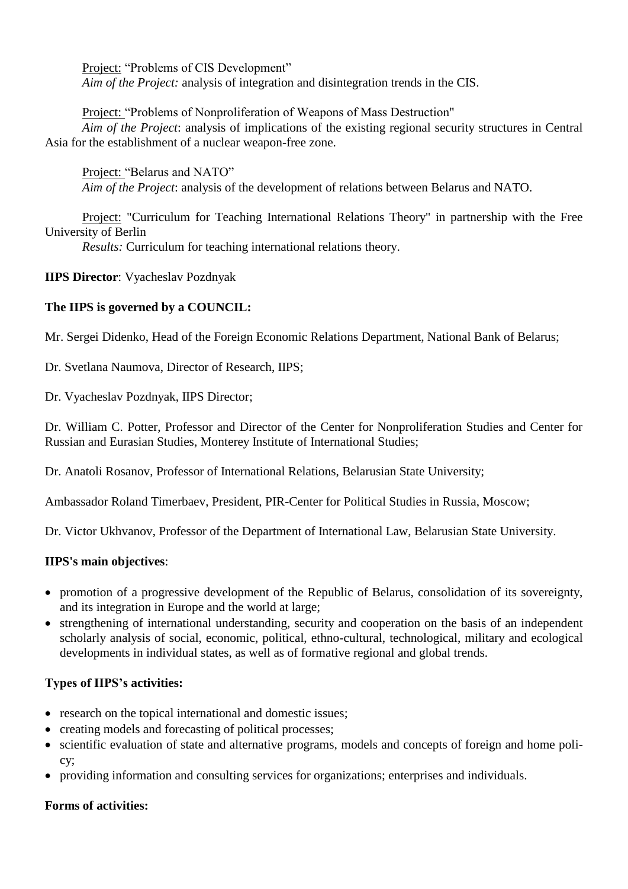Project: "Problems of CIS Development"
*Aim of the Project:* analysis of integration and disintegration trends in the CIS.

Project: "Problems of Nonproliferation of Weapons of Mass Destruction"
*Aim of the Project*: analysis of implications of the existing regional security structures in Central Asia for the establishment of a nuclear weapon-free zone.

Project: "Belarus and NATO"
*Aim of the Project*: analysis of the development of relations between Belarus and NATO.

Project: "Curriculum for Teaching International Relations Theory" in partnership with the Free University of Berlin
*Results:* Curriculum for teaching international relations theory.

**IIPS Director**: Vyacheslav Pozdnyak

**The IIPS is governed by a COUNCIL:**

Mr. Sergei Didenko, Head of the Foreign Economic Relations Department, National Bank of Belarus;

Dr. Svetlana Naumova, Director of Research, IIPS;

Dr. Vyacheslav Pozdnyak, IIPS Director;

Dr. William C. Potter, Professor and Director of the Center for Nonproliferation Studies and Center for Russian and Eurasian Studies, Monterey Institute of International Studies;

Dr. Anatoli Rosanov, Professor of International Relations, Belarusian State University;

Ambassador Roland Timerbaev, President, PIR-Center for Political Studies in Russia, Moscow;

Dr. Victor Ukhvanov, Professor of the Department of International Law, Belarusian State University.

**IIPS's main objectives**:

- promotion of a progressive development of the Republic of Belarus, consolidation of its sovereignty, and its integration in Europe and the world at large;
- strengthening of international understanding, security and cooperation on the basis of an independent scholarly analysis of social, economic, political, ethno-cultural, technological, military and ecological developments in individual states, as well as of formative regional and global trends.

**Types of IIPS's activities:**

- research on the topical international and domestic issues;
- creating models and forecasting of political processes;
- scientific evaluation of state and alternative programs, models and concepts of foreign and home policy;
- providing information and consulting services for organizations; enterprises and individuals.

**Forms of activities:**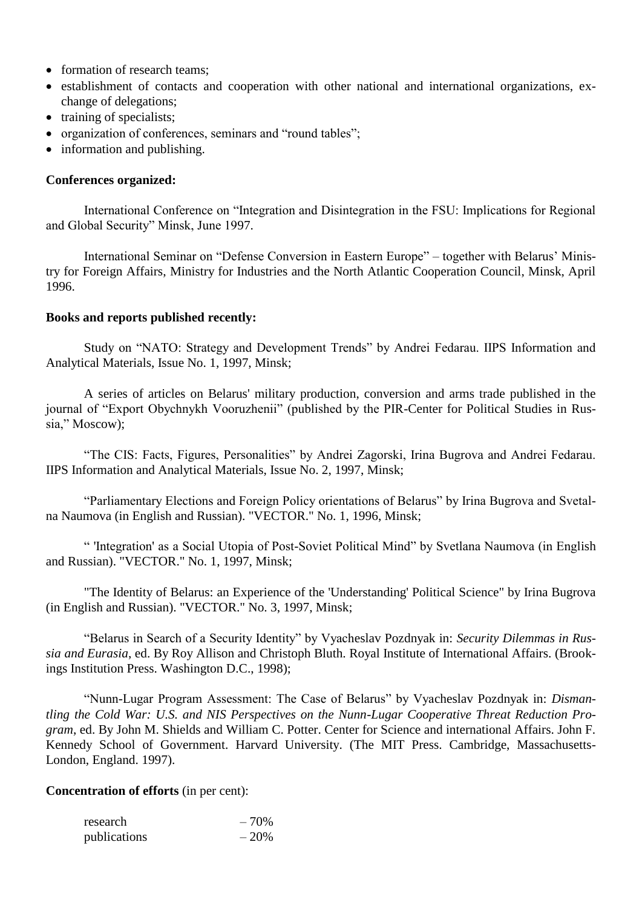- formation of research teams;
- establishment of contacts and cooperation with other national and international organizations, exchange of delegations;
- training of specialists;
- organization of conferences, seminars and "round tables";
- information and publishing.

**Conferences organized:**

International Conference on "Integration and Disintegration in the FSU: Implications for Regional and Global Security" Minsk, June 1997.

International Seminar on "Defense Conversion in Eastern Europe" – together with Belarus' Ministry for Foreign Affairs, Ministry for Industries and the North Atlantic Cooperation Council, Minsk, April 1996.

**Books and reports published recently:**

Study on "NATO: Strategy and Development Trends" by Andrei Fedarau. IIPS Information and Analytical Materials, Issue No. 1, 1997, Minsk;

A series of articles on Belarus' military production, conversion and arms trade published in the journal of "Export Obychnykh Vooruzhenii" (published by the PIR-Center for Political Studies in Russia," Moscow);

"The CIS: Facts, Figures, Personalities" by Andrei Zagorski, Irina Bugrova and Andrei Fedarau. IIPS Information and Analytical Materials, Issue No. 2, 1997, Minsk;

"Parliamentary Elections and Foreign Policy orientations of Belarus" by Irina Bugrova and Svetalna Naumova (in English and Russian). "VECTOR." No. 1, 1996, Minsk;

" 'Integration' as a Social Utopia of Post-Soviet Political Mind" by Svetlana Naumova (in English and Russian). "VECTOR." No. 1, 1997, Minsk;

"The Identity of Belarus: an Experience of the 'Understanding' Political Science" by Irina Bugrova (in English and Russian). "VECTOR." No. 3, 1997, Minsk;

"Belarus in Search of a Security Identity" by Vyacheslav Pozdnyak in: *Security Dilemmas in Russia and Eurasia*, ed. By Roy Allison and Christoph Bluth. Royal Institute of International Affairs. (Brookings Institution Press. Washington D.C., 1998);

"Nunn-Lugar Program Assessment: The Case of Belarus" by Vyacheslav Pozdnyak in: *Dismantling the Cold War: U.S. and NIS Perspectives on the Nunn-Lugar Cooperative Threat Reduction Program*, ed. By John M. Shields and William C. Potter. Center for Science and international Affairs. John F. Kennedy School of Government. Harvard University. (The MIT Press. Cambridge, Massachusetts-London, England. 1997).

**Concentration of efforts** (in per cent):

| | |
|---|---|
| research | – 70% |
| publications | – 20% |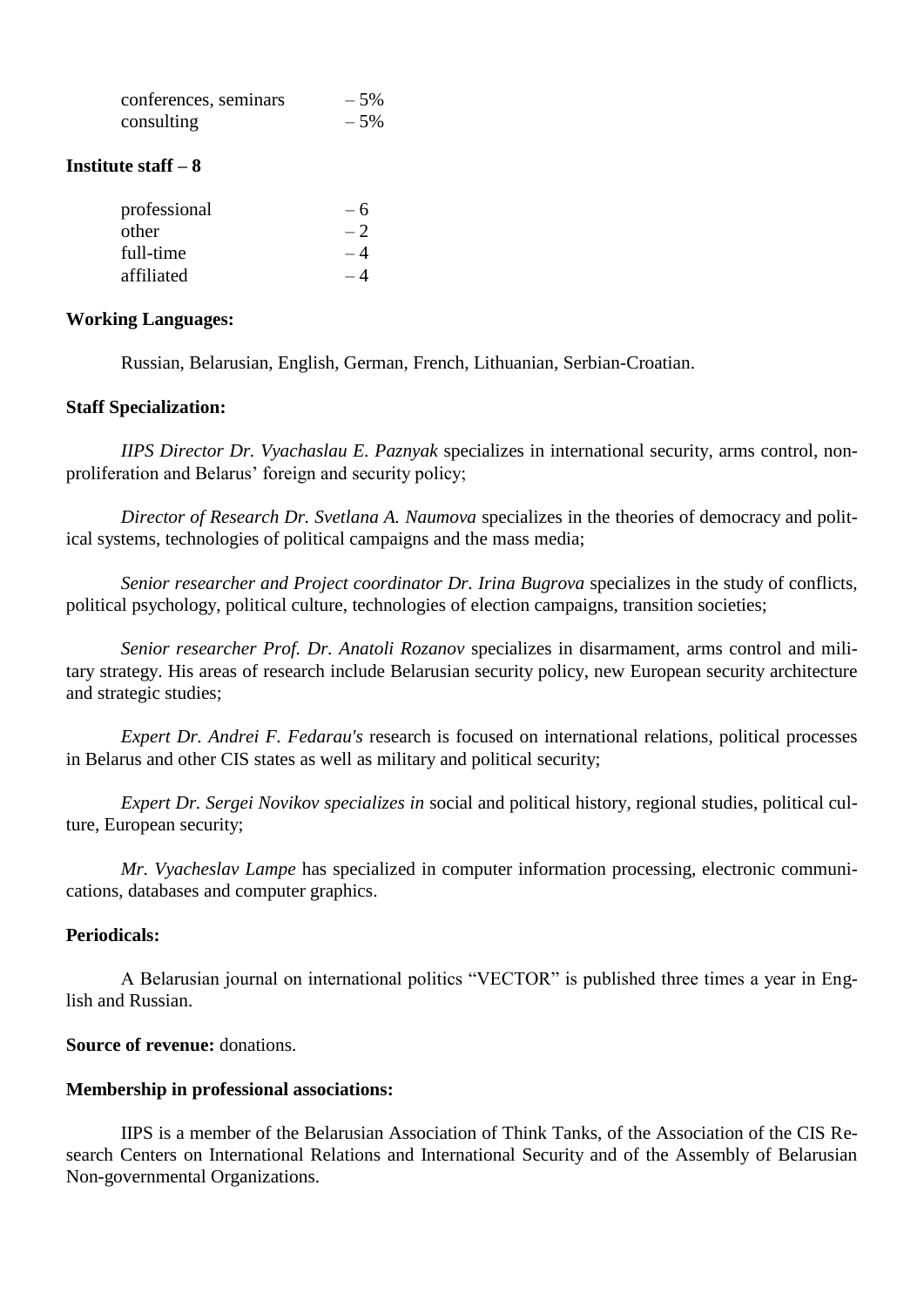| | |
|---|---|
| conferences, seminars | – 5% |
| consulting | – 5% |

**Institute staff – 8**

| | |
|---|---|
| professional | – 6 |
| other | – 2 |
| full-time | – 4 |
| affiliated | – 4 |

**Working Languages:**

Russian, Belarusian, English, German, French, Lithuanian, Serbian-Croatian.

**Staff Specialization:**

*IIPS Director Dr. Vyachaslau E. Paznyak* specializes in international security, arms control, non-proliferation and Belarus' foreign and security policy;

*Director of Research Dr. Svetlana A. Naumova* specializes in the theories of democracy and political systems, technologies of political campaigns and the mass media;

*Senior researcher and Project coordinator Dr. Irina Bugrova* specializes in the study of conflicts, political psychology, political culture, technologies of election campaigns, transition societies;

*Senior researcher Prof. Dr. Anatoli Rozanov* specializes in disarmament, arms control and military strategy. His areas of research include Belarusian security policy, new European security architecture and strategic studies;

*Expert Dr. Andrei F. Fedarau's* research is focused on international relations, political processes in Belarus and other CIS states as well as military and political security;

*Expert Dr. Sergei Novikov specializes in* social and political history, regional studies, political culture, European security;

*Mr. Vyacheslav Lampe* has specialized in computer information processing, electronic communications, databases and computer graphics.

**Periodicals:**

A Belarusian journal on international politics "VECTOR" is published three times a year in English and Russian.

**Source of revenue:** donations.

**Membership in professional associations:**

IIPS is a member of the Belarusian Association of Think Tanks, of the Association of the CIS Research Centers on International Relations and International Security and of the Assembly of Belarusian Non-governmental Organizations.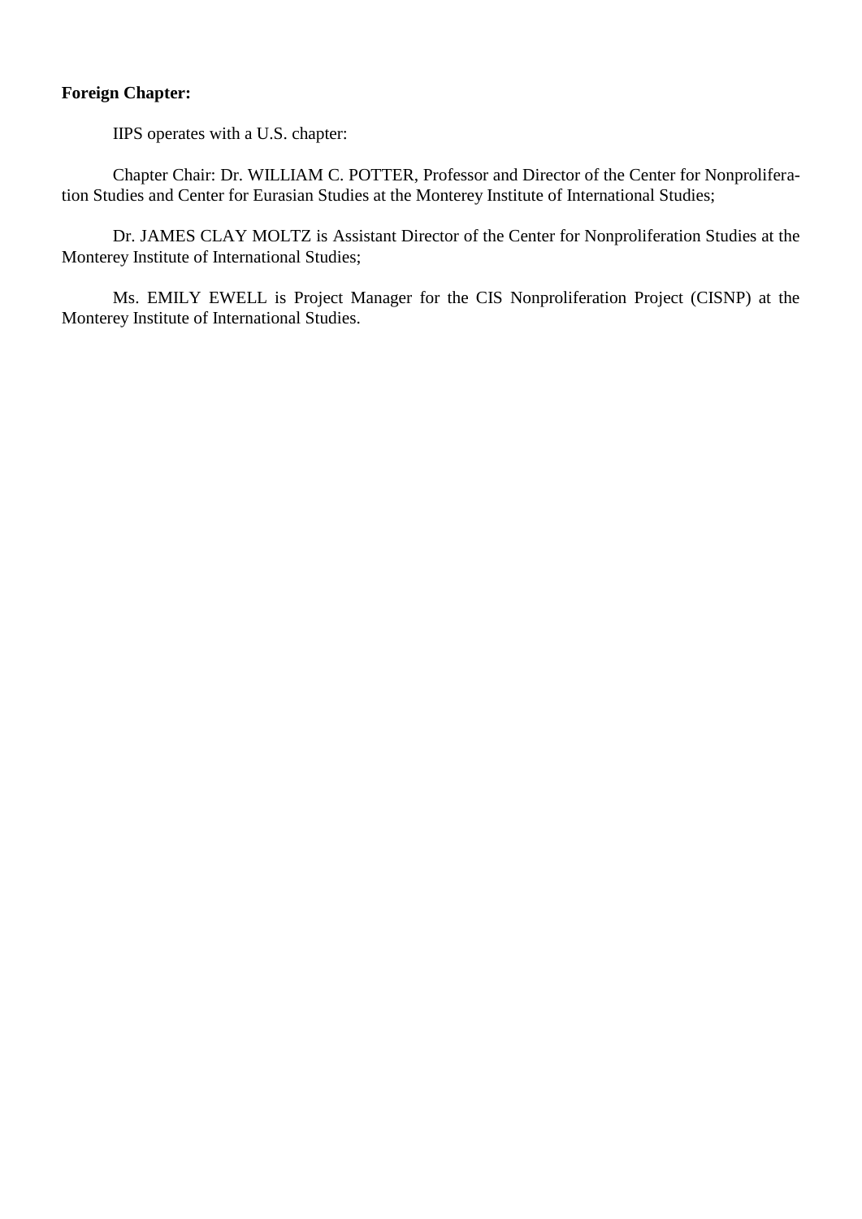**Foreign Chapter:**

IIPS operates with a U.S. chapter:

Chapter Chair: Dr. WILLIAM C. POTTER, Professor and Director of the Center for Nonproliferation Studies and Center for Eurasian Studies at the Monterey Institute of International Studies;

Dr. JAMES CLAY MOLTZ is Assistant Director of the Center for Nonproliferation Studies at the Monterey Institute of International Studies;

Ms. EMILY EWELL is Project Manager for the CIS Nonproliferation Project (CISNP) at the Monterey Institute of International Studies.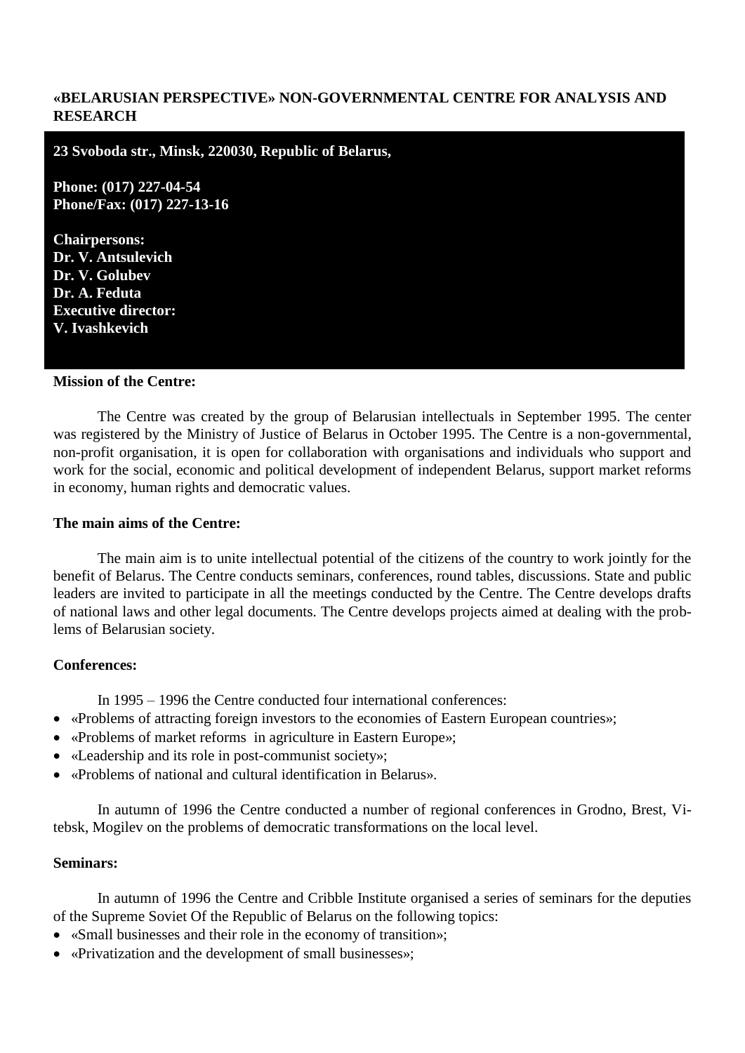**«BELARUSIAN PERSPECTIVE» NON-GOVERNMENTAL CENTRE FOR ANALYSIS AND RESEARCH**

**23 Svoboda str., Minsk, 220030, Republic of Belarus,**

**Phone: (017) 227-04-54**
**Phone/Fax: (017) 227-13-16**

**Chairpersons:**
**Dr. V. Antsulevich**
**Dr. V. Golubev**
**Dr. A. Feduta**
**Executive director:**
**V. Ivashkevich**

**Mission of the Centre:**

The Centre was created by the group of Belarusian intellectuals in September 1995. The center was registered by the Ministry of Justice of Belarus in October 1995. The Centre is a non-governmental, non-profit organisation, it is open for collaboration with organisations and individuals who support and work for the social, economic and political development of independent Belarus, support market reforms in economy, human rights and democratic values.

**The main aims of the Centre:**

The main aim is to unite intellectual potential of the citizens of the country to work jointly for the benefit of Belarus. The Centre conducts seminars, conferences, round tables, discussions. State and public leaders are invited to participate in all the meetings conducted by the Centre. The Centre develops drafts of national laws and other legal documents. The Centre develops projects aimed at dealing with the problems of Belarusian society.

**Conferences:**

In 1995 – 1996 the Centre conducted four international conferences:

- «Problems of attracting foreign investors to the economies of Eastern European countries»;
- «Problems of market reforms in agriculture in Eastern Europe»;
- «Leadership and its role in post-communist society»;
- «Problems of national and cultural identification in Belarus».

In autumn of 1996 the Centre conducted a number of regional conferences in Grodno, Brest, Vitebsk, Mogilev on the problems of democratic transformations on the local level.

**Seminars:**

In autumn of 1996 the Centre and Cribble Institute organised a series of seminars for the deputies of the Supreme Soviet Of the Republic of Belarus on the following topics:

- «Small businesses and their role in the economy of transition»;
- «Privatization and the development of small businesses»;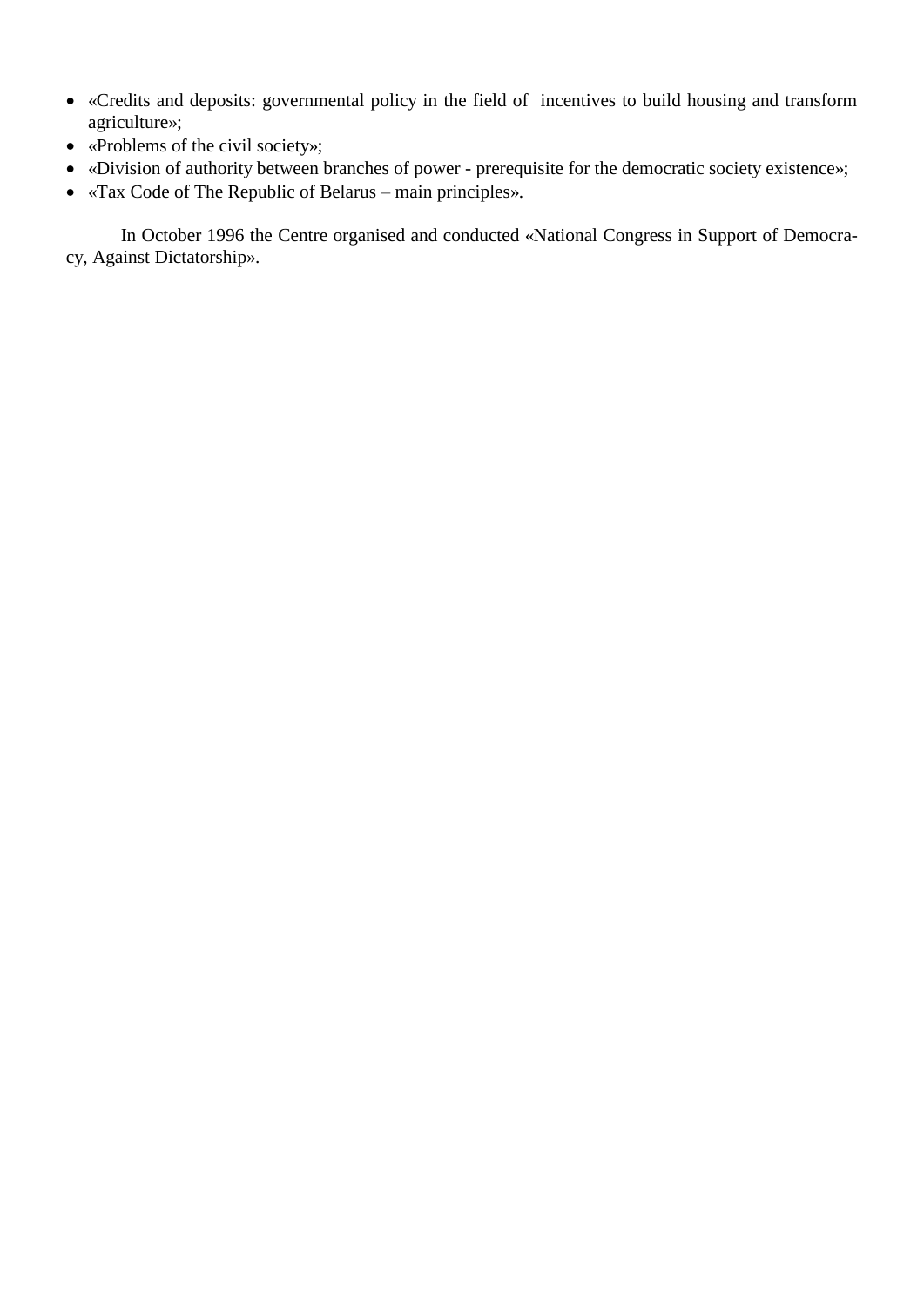- «Credits and deposits: governmental policy in the field of incentives to build housing and transform agriculture»;
- «Problems of the civil society»;
- «Division of authority between branches of power - prerequisite for the democratic society existence»;
- «Tax Code of The Republic of Belarus – main principles».

In October 1996 the Centre organised and conducted «National Congress in Support of Democracy, Against Dictatorship».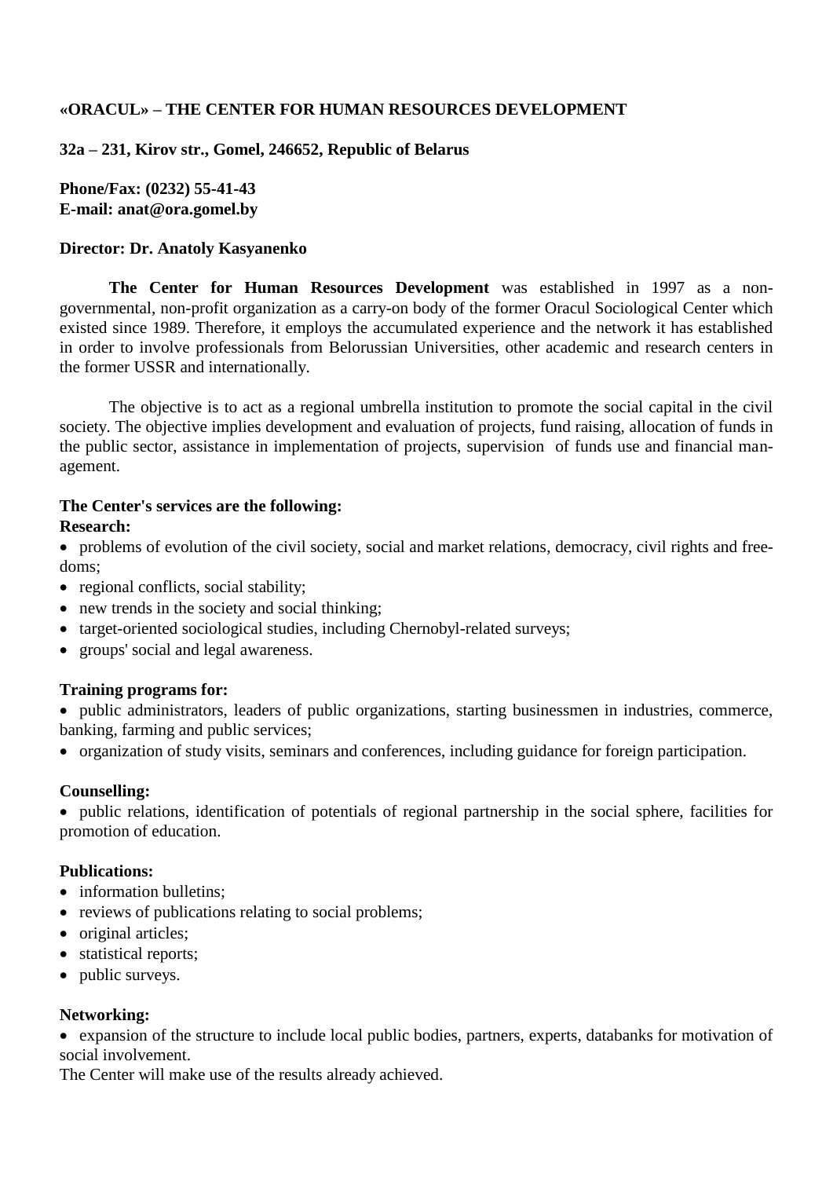**«ORACUL» – THE CENTER FOR HUMAN RESOURCES DEVELOPMENT**

**32a – 231, Kirov str., Gomel, 246652, Republic of Belarus**

**Phone/Fax: (0232) 55-41-43**
**E-mail: anat@ora.gomel.by**

**Director: Dr. Anatoly Kasyanenko**

**The Center for Human Resources Development** was established in 1997 as a non-governmental, non-profit organization as a carry-on body of the former Oracul Sociological Center which existed since 1989. Therefore, it employs the accumulated experience and the network it has established in order to involve professionals from Belorussian Universities, other academic and research centers in the former USSR and internationally.

The objective is to act as a regional umbrella institution to promote the social capital in the civil society. The objective implies development and evaluation of projects, fund raising, allocation of funds in the public sector, assistance in implementation of projects, supervision of funds use and financial management.

**The Center's services are the following:**

**Research:**

- problems of evolution of the civil society, social and market relations, democracy, civil rights and freedoms;
- regional conflicts, social stability;
- new trends in the society and social thinking;
- target-oriented sociological studies, including Chernobyl-related surveys;
- groups' social and legal awareness.

**Training programs for:**

- public administrators, leaders of public organizations, starting businessmen in industries, commerce, banking, farming and public services;
- organization of study visits, seminars and conferences, including guidance for foreign participation.

**Counselling:**

- public relations, identification of potentials of regional partnership in the social sphere, facilities for promotion of education.

**Publications:**

- information bulletins;
- reviews of publications relating to social problems;
- original articles;
- statistical reports;
- public surveys.

**Networking:**

- expansion of the structure to include local public bodies, partners, experts, databanks for motivation of social involvement.

The Center will make use of the results already achieved.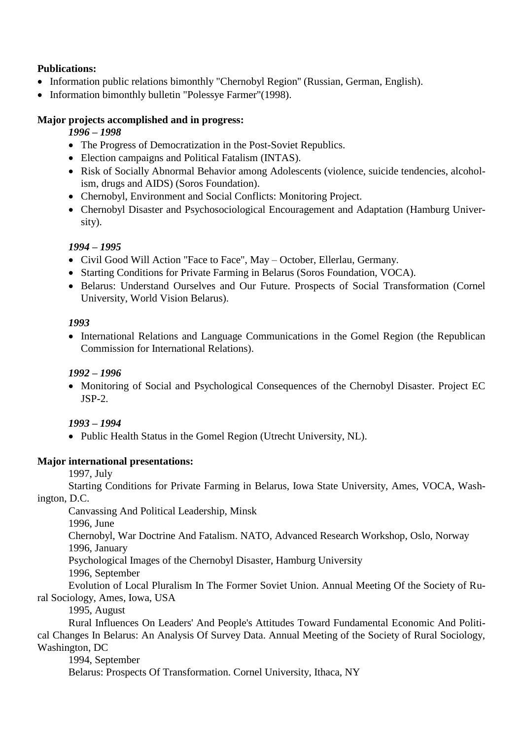**Publications:**

- Information public relations bimonthly "Chernobyl Region" (Russian, German, English).
- Information bimonthly bulletin "Polessye Farmer"(1998).

**Major projects accomplished and in progress:**

*1996 – 1998*

- The Progress of Democratization in the Post-Soviet Republics.
- Election campaigns and Political Fatalism (INTAS).
- Risk of Socially Abnormal Behavior among Adolescents (violence, suicide tendencies, alcoholism, drugs and AIDS) (Soros Foundation).
- Chernobyl, Environment and Social Conflicts: Monitoring Project.
- Chernobyl Disaster and Psychosociological Encouragement and Adaptation (Hamburg University).

*1994 – 1995*

- Civil Good Will Action "Face to Face", May – October, Ellerlau, Germany.
- Starting Conditions for Private Farming in Belarus (Soros Foundation, VOCA).
- Belarus: Understand Ourselves and Our Future. Prospects of Social Transformation (Cornel University, World Vision Belarus).

*1993*

- International Relations and Language Communications in the Gomel Region (the Republican Commission for International Relations).

*1992 – 1996*

- Monitoring of Social and Psychological Consequences of the Chernobyl Disaster. Project EC JSP-2.

*1993 – 1994*

- Public Health Status in the Gomel Region (Utrecht University, NL).

**Major international presentations:**

1997, July

Starting Conditions for Private Farming in Belarus, Iowa State University, Ames, VOCA, Washington, D.C.

Canvassing And Political Leadership, Minsk

1996, June

Chernobyl, War Doctrine And Fatalism. NATO, Advanced Research Workshop, Oslo, Norway

1996, January

Psychological Images of the Chernobyl Disaster, Hamburg University

1996, September

Evolution of Local Pluralism In The Former Soviet Union. Annual Meeting Of the Society of Rural Sociology, Ames, Iowa, USA

1995, August

Rural Influences On Leaders' And People's Attitudes Toward Fundamental Economic And Political Changes In Belarus: An Analysis Of Survey Data. Annual Meeting of the Society of Rural Sociology, Washington, DC

1994, September

Belarus: Prospects Of Transformation. Cornel University, Ithaca, NY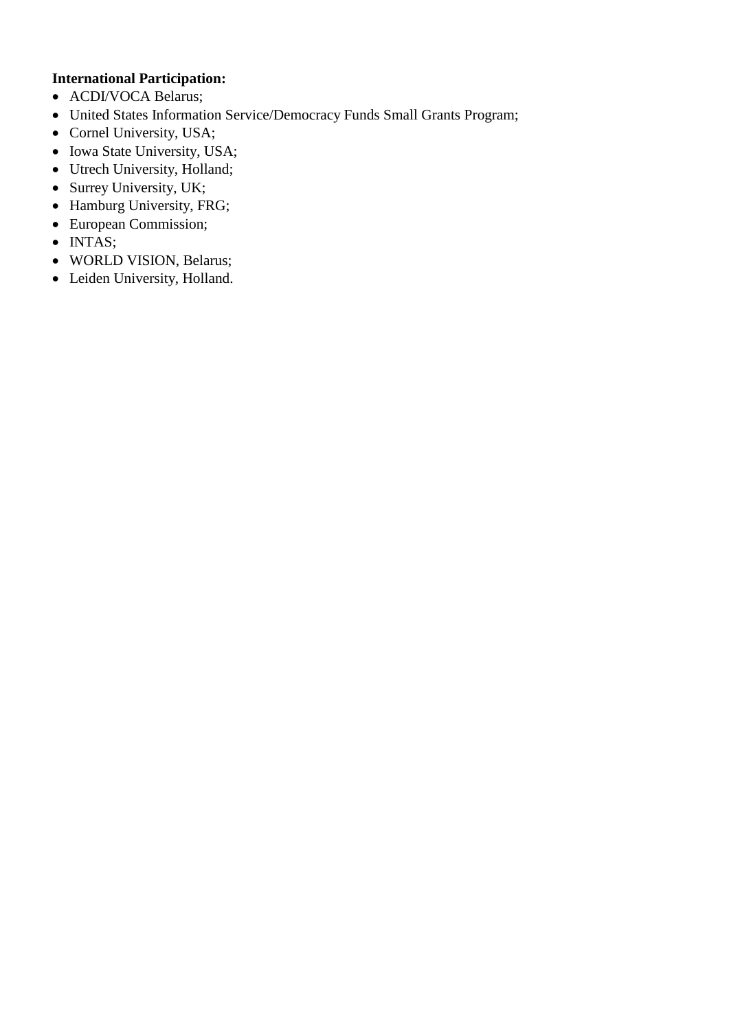**International Participation:**

- ACDI/VOCA Belarus;
- United States Information Service/Democracy Funds Small Grants Program;
- Cornel University, USA;
- Iowa State University, USA;
- Utrech University, Holland;
- Surrey University, UK;
- Hamburg University, FRG;
- European Commission;
- INTAS;
- WORLD VISION, Belarus;
- Leiden University, Holland.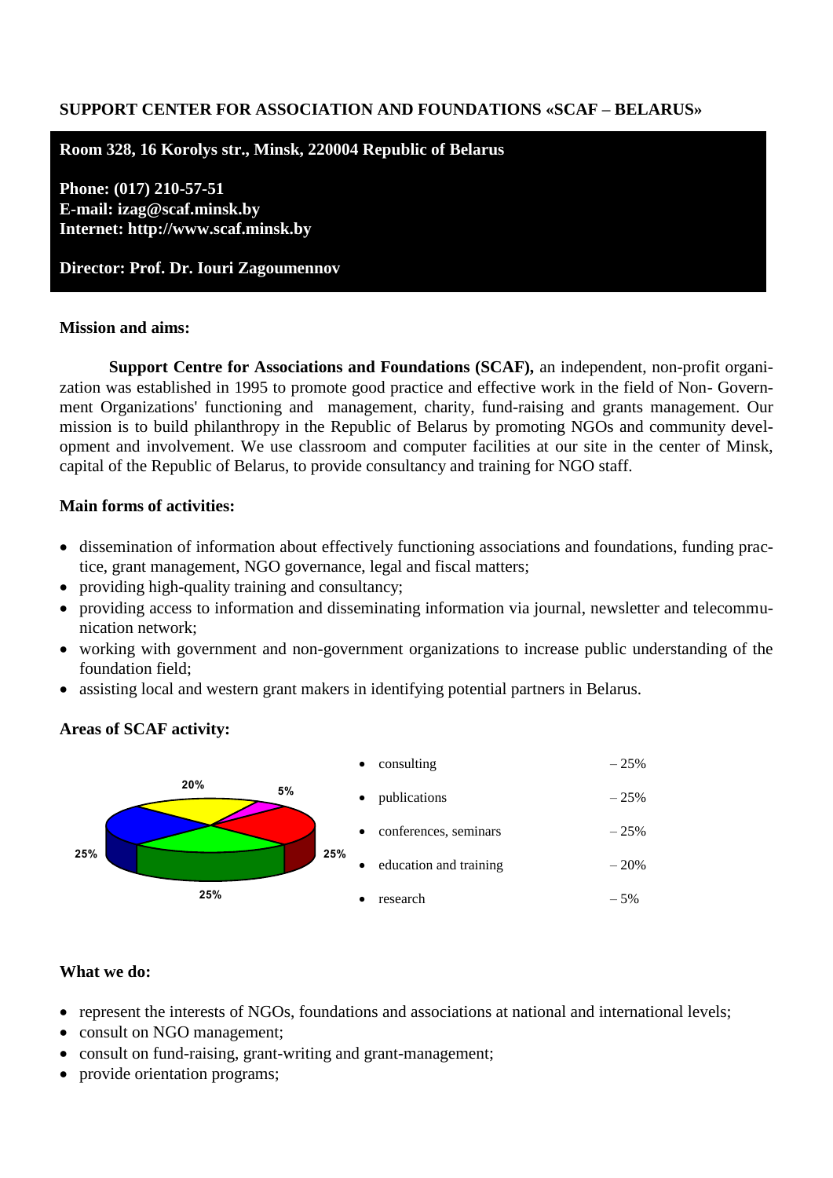**SUPPORT CENTER FOR ASSOCIATION AND FOUNDATIONS «SCAF – BELARUS»**

**Room 328, 16 Korolys str., Minsk, 220004 Republic of Belarus**

**Phone: (017) 210-57-51**
**E-mail: izag@scaf.minsk.by**
**Internet: http://www.scaf.minsk.by**

**Director: Prof. Dr. Iouri Zagoumennov**

**Mission and aims:**

**Support Centre for Associations and Foundations (SCAF),** an independent, non-profit organization was established in 1995 to promote good practice and effective work in the field of Non- Government Organizations' functioning and management, charity, fund-raising and grants management. Our mission is to build philanthropy in the Republic of Belarus by promoting NGOs and community development and involvement. We use classroom and computer facilities at our site in the center of Minsk, capital of the Republic of Belarus, to provide consultancy and training for NGO staff.

**Main forms of activities:**

- dissemination of information about effectively functioning associations and foundations, funding practice, grant management, NGO governance, legal and fiscal matters;
- providing high-quality training and consultancy;
- providing access to information and disseminating information via journal, newsletter and telecommunication network;
- working with government and non-government organizations to increase public understanding of the foundation field;
- assisting local and western grant makers in identifying potential partners in Belarus.

**Areas of SCAF activity:**

- consulting – 25%
- publications – 25%
- conferences, seminars – 25%
- education and training – 20%
- research – 5%

**What we do:**

- represent the interests of NGOs, foundations and associations at national and international levels;
- consult on NGO management;
- consult on fund-raising, grant-writing and grant-management;
- provide orientation programs;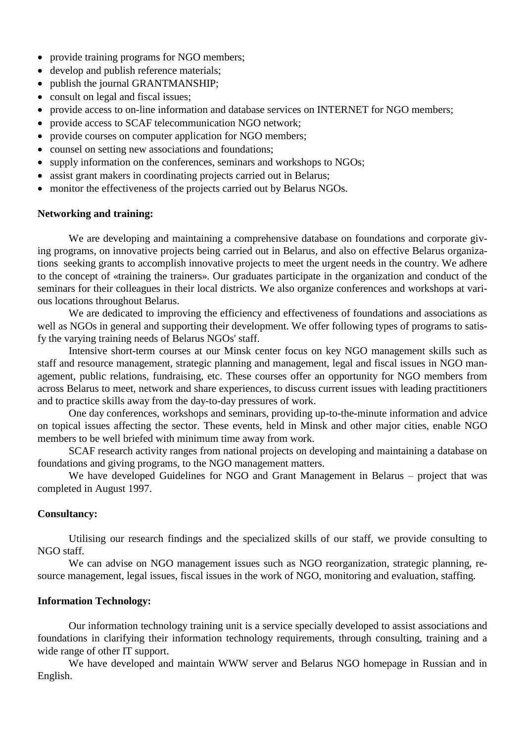- provide training programs for NGO members;
- develop and publish reference materials;
- publish the journal GRANTMANSHIP;
- consult on legal and fiscal issues;
- provide access to on-line information and database services on INTERNET for NGO members;
- provide access to SCAF telecommunication NGO network;
- provide courses on computer application for NGO members;
- counsel on setting new associations and foundations;
- supply information on the conferences, seminars and workshops to NGOs;
- assist grant makers in coordinating projects carried out in Belarus;
- monitor the effectiveness of the projects carried out by Belarus NGOs.

**Networking and training:**

We are developing and maintaining a comprehensive database on foundations and corporate giving programs, on innovative projects being carried out in Belarus, and also on effective Belarus organizations seeking grants to accomplish innovative projects to meet the urgent needs in the country. We adhere to the concept of «training the trainers». Our graduates participate in the organization and conduct of the seminars for their colleagues in their local districts. We also organize conferences and workshops at various locations throughout Belarus.

We are dedicated to improving the efficiency and effectiveness of foundations and associations as well as NGOs in general and supporting their development. We offer following types of programs to satisfy the varying training needs of Belarus NGOs' staff.

Intensive short-term courses at our Minsk center focus on key NGO management skills such as staff and resource management, strategic planning and management, legal and fiscal issues in NGO management, public relations, fundraising, etc. These courses offer an opportunity for NGO members from across Belarus to meet, network and share experiences, to discuss current issues with leading practitioners and to practice skills away from the day-to-day pressures of work.

One day conferences, workshops and seminars, providing up-to-the-minute information and advice on topical issues affecting the sector. These events, held in Minsk and other major cities, enable NGO members to be well briefed with minimum time away from work.

SCAF research activity ranges from national projects on developing and maintaining a database on foundations and giving programs, to the NGO management matters.

We have developed Guidelines for NGO and Grant Management in Belarus – project that was completed in August 1997.

**Consultancy:**

Utilising our research findings and the specialized skills of our staff, we provide consulting to NGO staff.

We can advise on NGO management issues such as NGO reorganization, strategic planning, resource management, legal issues, fiscal issues in the work of NGO, monitoring and evaluation, staffing.

**Information Technology:**

Our information technology training unit is a service specially developed to assist associations and foundations in clarifying their information technology requirements, through consulting, training and a wide range of other IT support.

We have developed and maintain WWW server and Belarus NGO homepage in Russian and in English.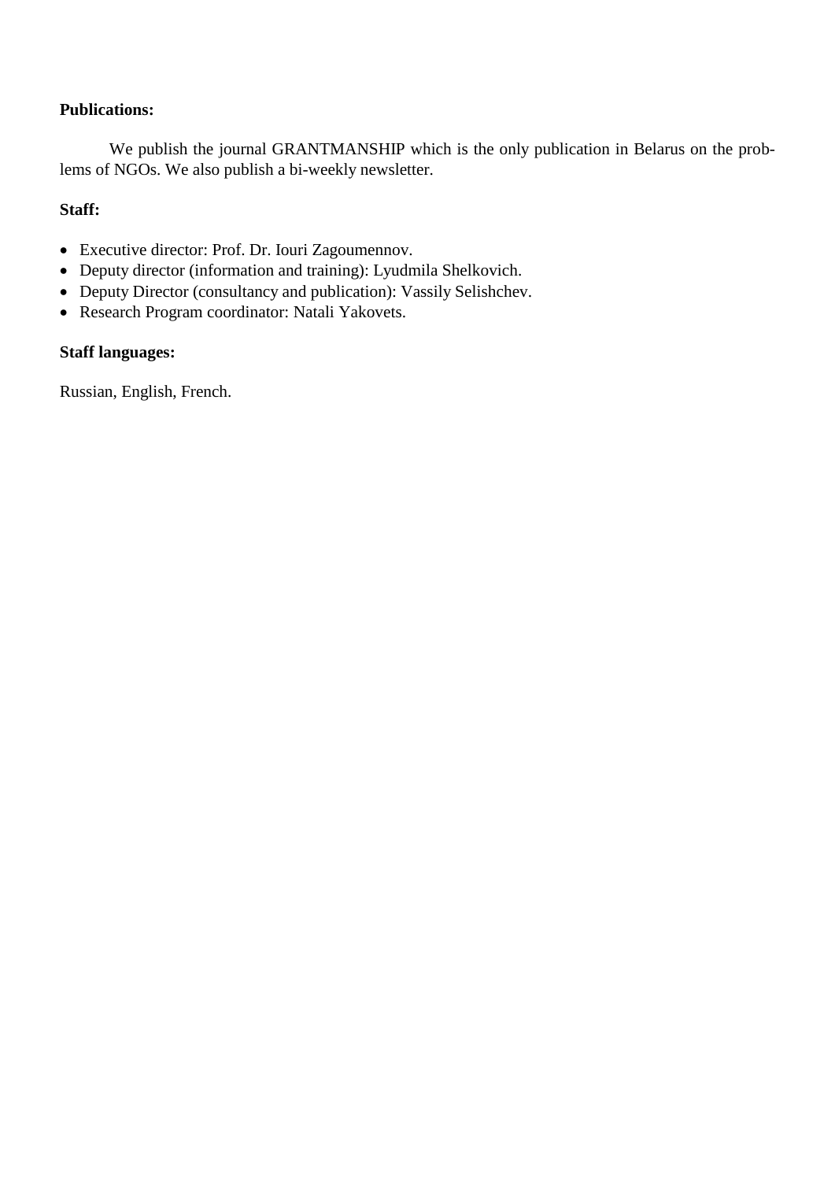**Publications:**

We publish the journal GRANTMANSHIP which is the only publication in Belarus on the problems of NGOs. We also publish a bi-weekly newsletter.

**Staff:**

- Executive director: Prof. Dr. Iouri Zagoumennov.
- Deputy director (information and training): Lyudmila Shelkovich.
- Deputy Director (consultancy and publication): Vassily Selishchev.
- Research Program coordinator: Natali Yakovets.

**Staff languages:**

Russian, English, French.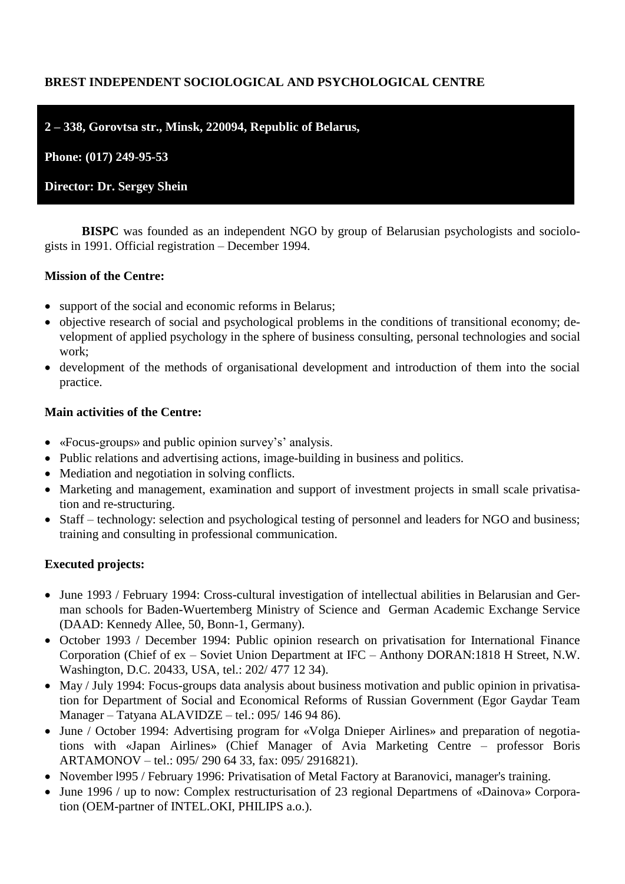**BREST INDEPENDENT SOCIOLOGICAL AND PSYCHOLOGICAL CENTRE**

**2 – 338, Gorovtsa str., Minsk, 220094, Republic of Belarus,**

**Phone: (017) 249-95-53**

**Director: Dr. Sergey Shein**

**BISPC** was founded as an independent NGO by group of Belarusian psychologists and sociologists in 1991. Official registration – December 1994.

**Mission of the Centre:**

- support of the social and economic reforms in Belarus;
- objective research of social and psychological problems in the conditions of transitional economy; development of applied psychology in the sphere of business consulting, personal technologies and social work;
- development of the methods of organisational development and introduction of them into the social practice.

**Main activities of the Centre:**

- «Focus-groups» and public opinion survey's' analysis.
- Public relations and advertising actions, image-building in business and politics.
- Mediation and negotiation in solving conflicts.
- Marketing and management, examination and support of investment projects in small scale privatisation and re-structuring.
- Staff – technology: selection and psychological testing of personnel and leaders for NGO and business; training and consulting in professional communication.

**Executed projects:**

- June 1993 / February 1994: Cross-cultural investigation of intellectual abilities in Belarusian and German schools for Baden-Wuertemberg Ministry of Science and German Academic Exchange Service (DAAD: Kennedy Allee, 50, Bonn-1, Germany).
- October 1993 / December 1994: Public opinion research on privatisation for International Finance Corporation (Chief of ex – Soviet Union Department at IFC – Anthony DORAN:1818 H Street, N.W. Washington, D.C. 20433, USA, tel.: 202/ 477 12 34).
- May / July 1994: Focus-groups data analysis about business motivation and public opinion in privatisation for Department of Social and Economical Reforms of Russian Government (Egor Gaydar Team Manager – Tatyana ALAVIDZE – tel.: 095/ 146 94 86).
- June / October 1994: Advertising program for «Volga Dnieper Airlines» and preparation of negotiations with «Japan Airlines» (Chief Manager of Avia Marketing Centre – professor Boris ARTAMONOV – tel.: 095/ 290 64 33, fax: 095/ 2916821).
- November l995 / February 1996: Privatisation of Metal Factory at Baranovici, manager's training.
- June 1996 / up to now: Complex restructurisation of 23 regional Departmens of «Dainova» Corporation (OEM-partner of INTEL.OKI, PHILIPS a.o.).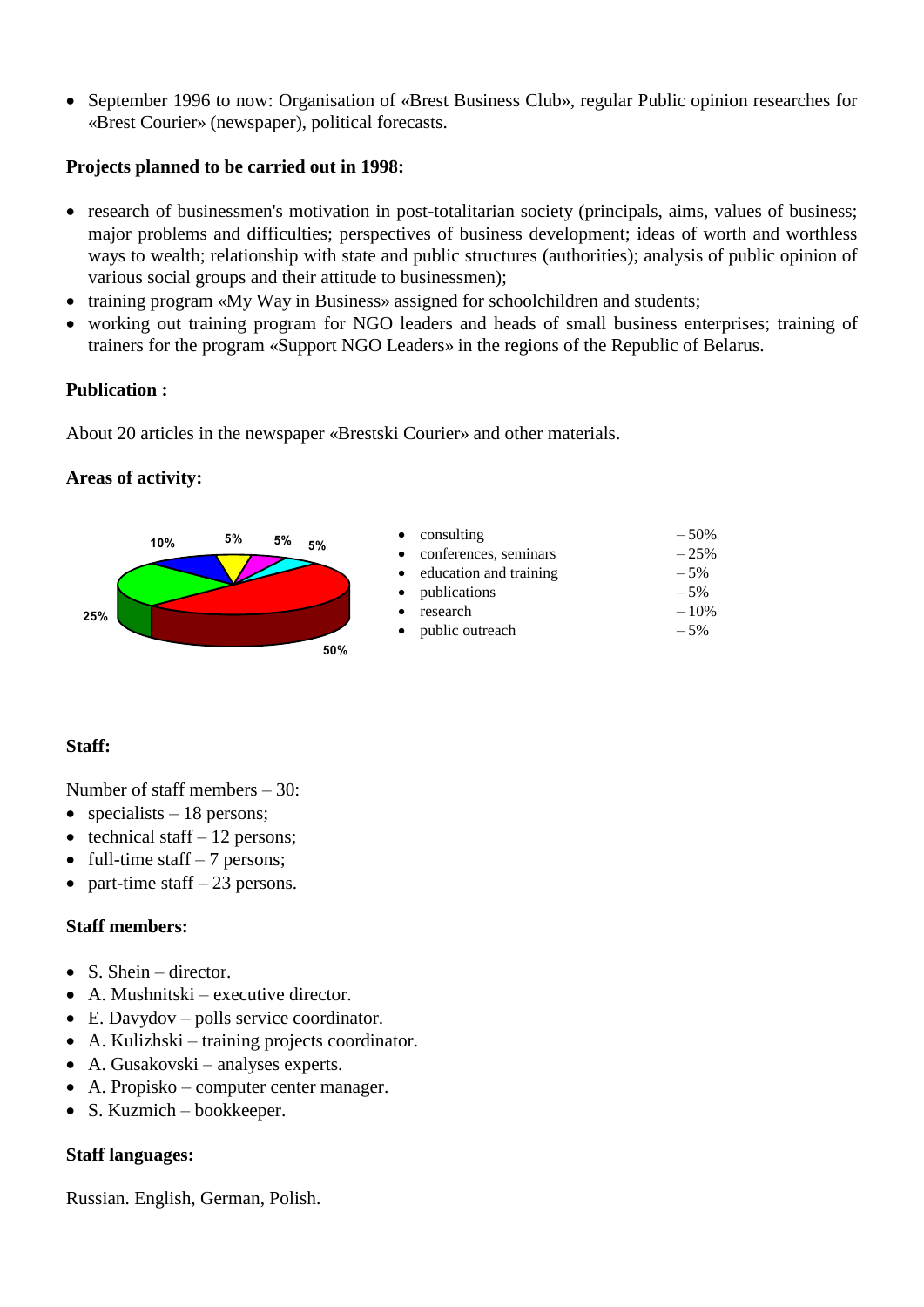- September 1996 to now: Organisation of «Brest Business Club», regular Public opinion researches for «Brest Courier» (newspaper), political forecasts.

**Projects planned to be carried out in 1998:**

- research of businessmen's motivation in post-totalitarian society (principals, aims, values of business; major problems and difficulties; perspectives of business development; ideas of worth and worthless ways to wealth; relationship with state and public structures (authorities); analysis of public opinion of various social groups and their attitude to businessmen);
- training program «My Way in Business» assigned for schoolchildren and students;
- working out training program for NGO leaders and heads of small business enterprises; training of trainers for the program «Support NGO Leaders» in the regions of the Republic of Belarus.

**Publication :**

About 20 articles in the newspaper «Brestski Courier» and other materials.

**Areas of activity:**

- consulting – 50%
- conferences, seminars – 25%
- education and training – 5%
- publications – 5%
- research – 10%
- public outreach – 5%

**Staff:**

Number of staff members – 30:

- specialists – 18 persons;
- technical staff – 12 persons;
- full-time staff – 7 persons;
- part-time staff – 23 persons.

**Staff members:**

- S. Shein – director.
- A. Mushnitski – executive director.
- E. Davydov – polls service coordinator.
- A. Kulizhski – training projects coordinator.
- A. Gusakovski – analyses experts.
- A. Propisko – computer center manager.
- S. Kuzmich – bookkeeper.

**Staff languages:**

Russian. English, German, Polish.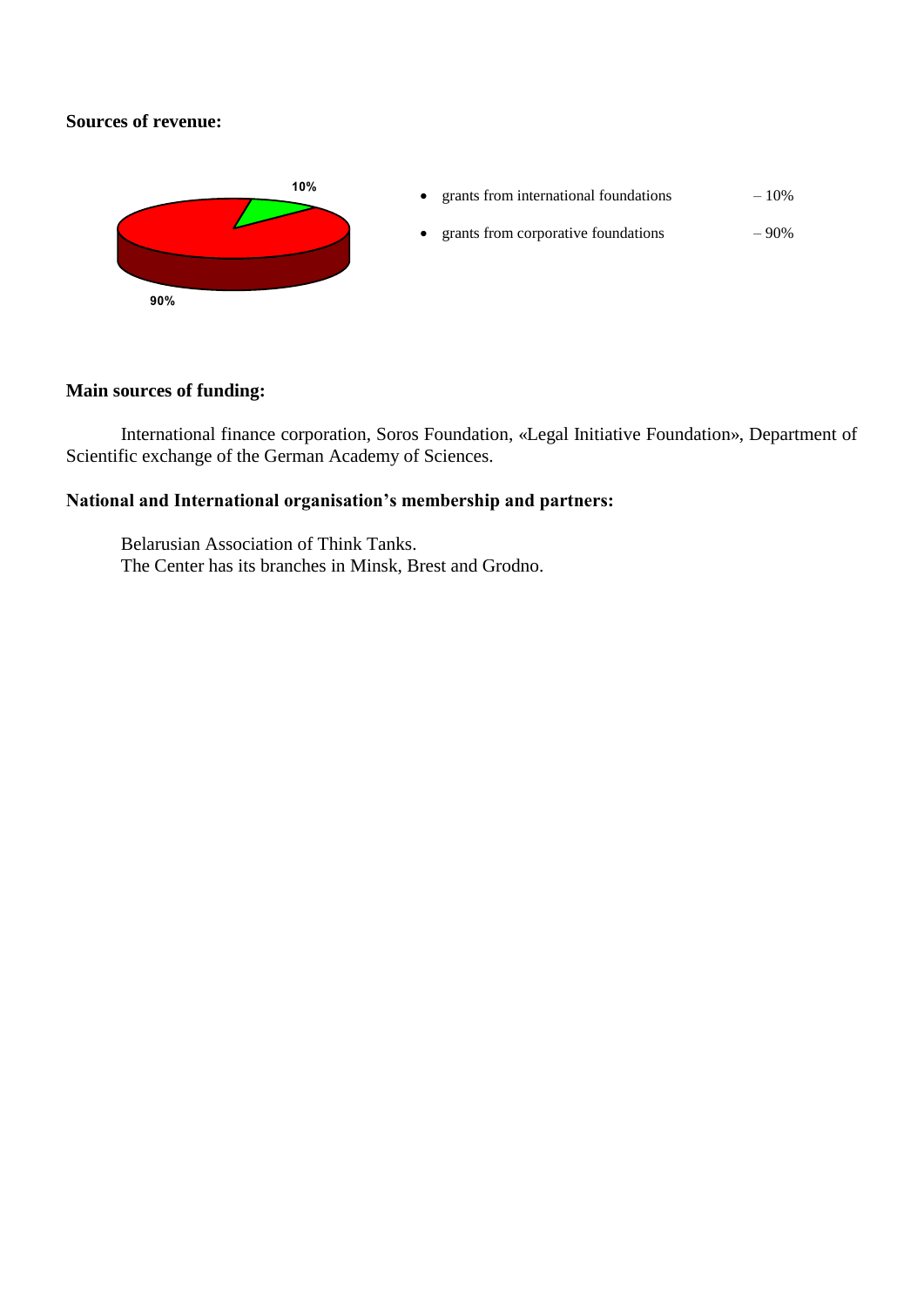**Sources of revenue:**

- grants from international foundations – 10%
- grants from corporative foundations – 90%

**Main sources of funding:**

International finance corporation, Soros Foundation, «Legal Initiative Foundation», Department of Scientific exchange of the German Academy of Sciences.

**National and International organisation's membership and partners:**

Belarusian Association of Think Tanks.
The Center has its branches in Minsk, Brest and Grodno.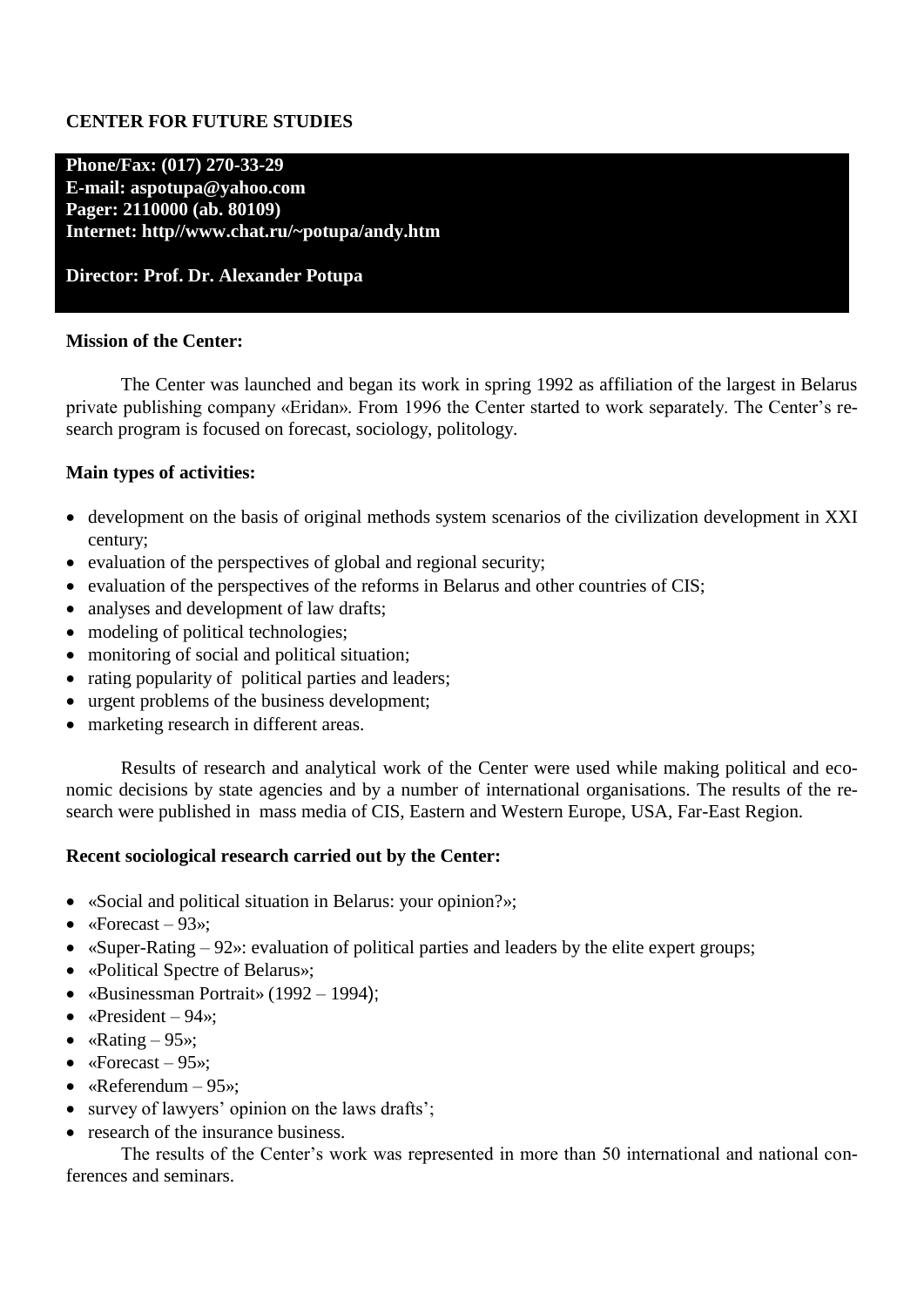**CENTER FOR FUTURE STUDIES**

**Phone/Fax: (017) 270-33-29**
**E-mail: aspotupa@yahoo.com**
**Pager: 2110000 (ab. 80109)**
**Internet: http//www.chat.ru/~potupa/andy.htm**

**Director: Prof. Dr. Alexander Potupa**

**Mission of the Center:**

The Center was launched and began its work in spring 1992 as affiliation of the largest in Belarus private publishing company «Eridan». From 1996 the Center started to work separately. The Center's research program is focused on forecast, sociology, politology.

**Main types of activities:**

- development on the basis of original methods system scenarios of the civilization development in XXI century;
- evaluation of the perspectives of global and regional security;
- evaluation of the perspectives of the reforms in Belarus and other countries of CIS;
- analyses and development of law drafts;
- modeling of political technologies;
- monitoring of social and political situation;
- rating popularity of political parties and leaders;
- urgent problems of the business development;
- marketing research in different areas.

Results of research and analytical work of the Center were used while making political and economic decisions by state agencies and by a number of international organisations. The results of the research were published in mass media of CIS, Eastern and Western Europe, USA, Far-East Region.

**Recent sociological research carried out by the Center:**

- «Social and political situation in Belarus: your opinion?»;
- «Forecast – 93»;
- «Super-Rating – 92»: evaluation of political parties and leaders by the elite expert groups;
- «Political Spectre of Belarus»;
- «Businessman Portrait» (1992 – 1994);
- «President – 94»;
- «Rating – 95»;
- «Forecast – 95»;
- «Referendum – 95»;
- survey of lawyers' opinion on the laws drafts';
- research of the insurance business.

The results of the Center's work was represented in more than 50 international and national conferences and seminars.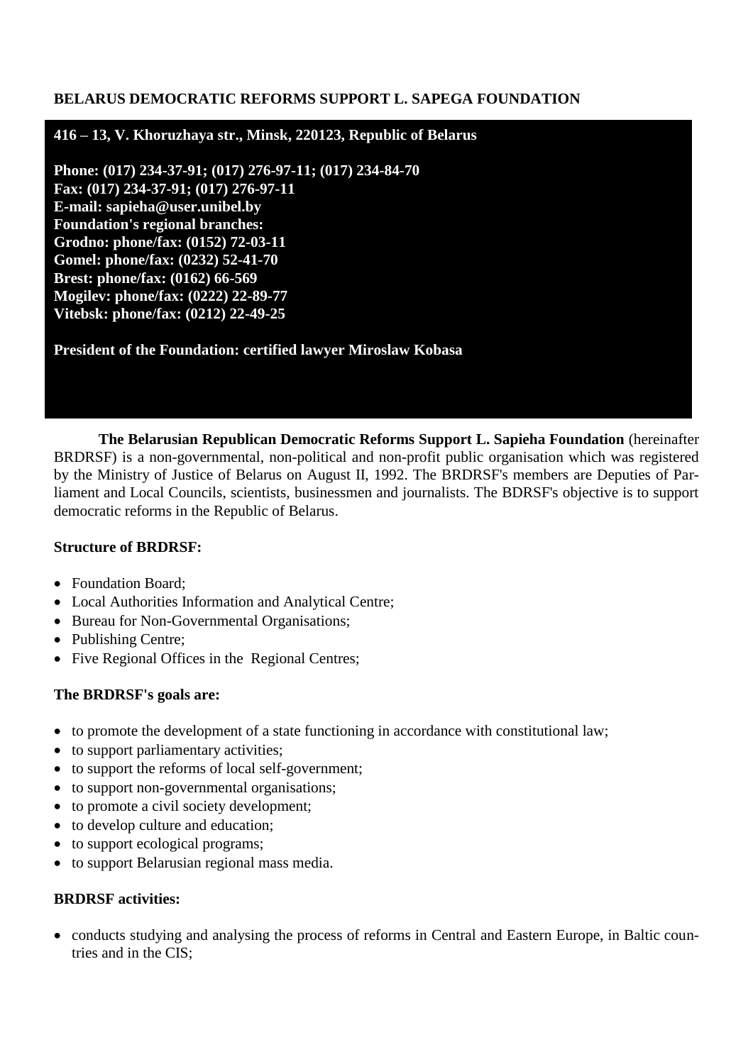**BELARUS DEMOCRATIC REFORMS SUPPORT L. SAPEGA FOUNDATION**

**416 – 13, V. Khoruzhaya str., Minsk, 220123, Republic of Belarus**

**Phone: (017) 234-37-91; (017) 276-97-11; (017) 234-84-70**
**Fax: (017) 234-37-91; (017) 276-97-11**
**E-mail: sapieha@user.unibel.by**
**Foundation's regional branches:**
**Grodno: phone/fax: (0152) 72-03-11**
**Gomel: phone/fax: (0232) 52-41-70**
**Brest: phone/fax: (0162) 66-569**
**Mogilev: phone/fax: (0222) 22-89-77**
**Vitebsk: phone/fax: (0212) 22-49-25**

**President of the Foundation: certified lawyer Miroslaw Kobasa**

**The Belarusian Republican Democratic Reforms Support L. Sapieha Foundation** (hereinafter BRDRSF) is a non-governmental, non-political and non-profit public organisation which was registered by the Ministry of Justice of Belarus on August II, 1992. The BRDRSF's members are Deputies of Parliament and Local Councils, scientists, businessmen and journalists. The BDRSF's objective is to support democratic reforms in the Republic of Belarus.

**Structure of BRDRSF:**

- Foundation Board;
- Local Authorities Information and Analytical Centre;
- Bureau for Non-Governmental Organisations;
- Publishing Centre;
- Five Regional Offices in the Regional Centres;

**The BRDRSF's goals are:**

- to promote the development of a state functioning in accordance with constitutional law;
- to support parliamentary activities;
- to support the reforms of local self-government;
- to support non-governmental organisations;
- to promote a civil society development;
- to develop culture and education;
- to support ecological programs;
- to support Belarusian regional mass media.

**BRDRSF activities:**

- conducts studying and analysing the process of reforms in Central and Eastern Europe, in Baltic countries and in the CIS;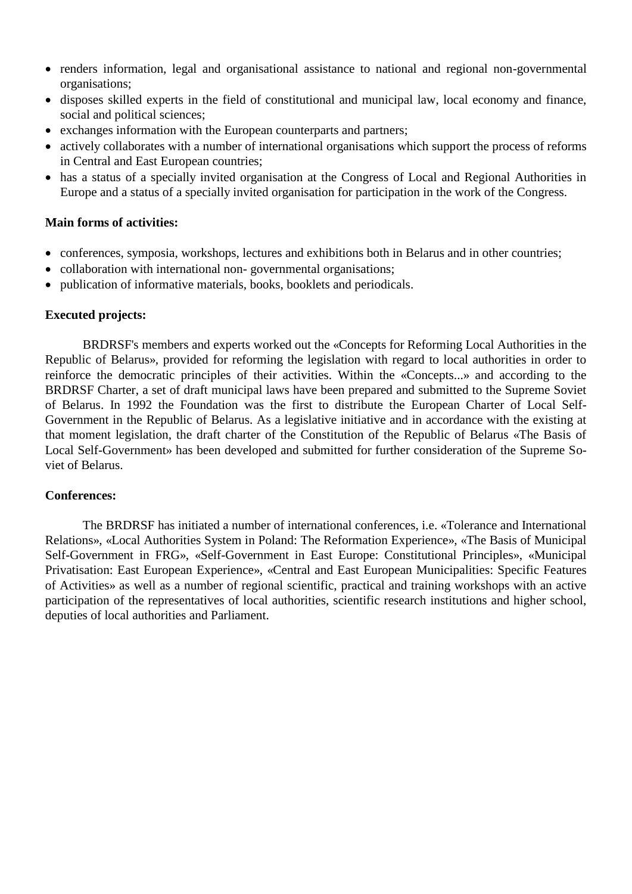- renders information, legal and organisational assistance to national and regional non-governmental organisations;
- disposes skilled experts in the field of constitutional and municipal law, local economy and finance, social and political sciences;
- exchanges information with the European counterparts and partners;
- actively collaborates with a number of international organisations which support the process of reforms in Central and East European countries;
- has a status of a specially invited organisation at the Congress of Local and Regional Authorities in Europe and a status of a specially invited organisation for participation in the work of the Congress.

**Main forms of activities:**

- conferences, symposia, workshops, lectures and exhibitions both in Belarus and in other countries;
- collaboration with international non- governmental organisations;
- publication of informative materials, books, booklets and periodicals.

**Executed projects:**

BRDRSF's members and experts worked out the «Concepts for Reforming Local Authorities in the Republic of Belarus», provided for reforming the legislation with regard to local authorities in order to reinforce the democratic principles of their activities. Within the «Concepts...» and according to the BRDRSF Charter, a set of draft municipal laws have been prepared and submitted to the Supreme Soviet of Belarus. In 1992 the Foundation was the first to distribute the European Charter of Local Self-Government in the Republic of Belarus. As a legislative initiative and in accordance with the existing at that moment legislation, the draft charter of the Constitution of the Republic of Belarus «The Basis of Local Self-Government» has been developed and submitted for further consideration of the Supreme Soviet of Belarus.

**Conferences:**

The BRDRSF has initiated a number of international conferences, i.e. «Tolerance and International Relations», «Local Authorities System in Poland: The Reformation Experience», «The Basis of Municipal Self-Government in FRG», «Self-Government in East Europe: Constitutional Principles», «Municipal Privatisation: East European Experience», «Central and East European Municipalities: Specific Features of Activities» as well as a number of regional scientific, practical and training workshops with an active participation of the representatives of local authorities, scientific research institutions and higher school, deputies of local authorities and Parliament.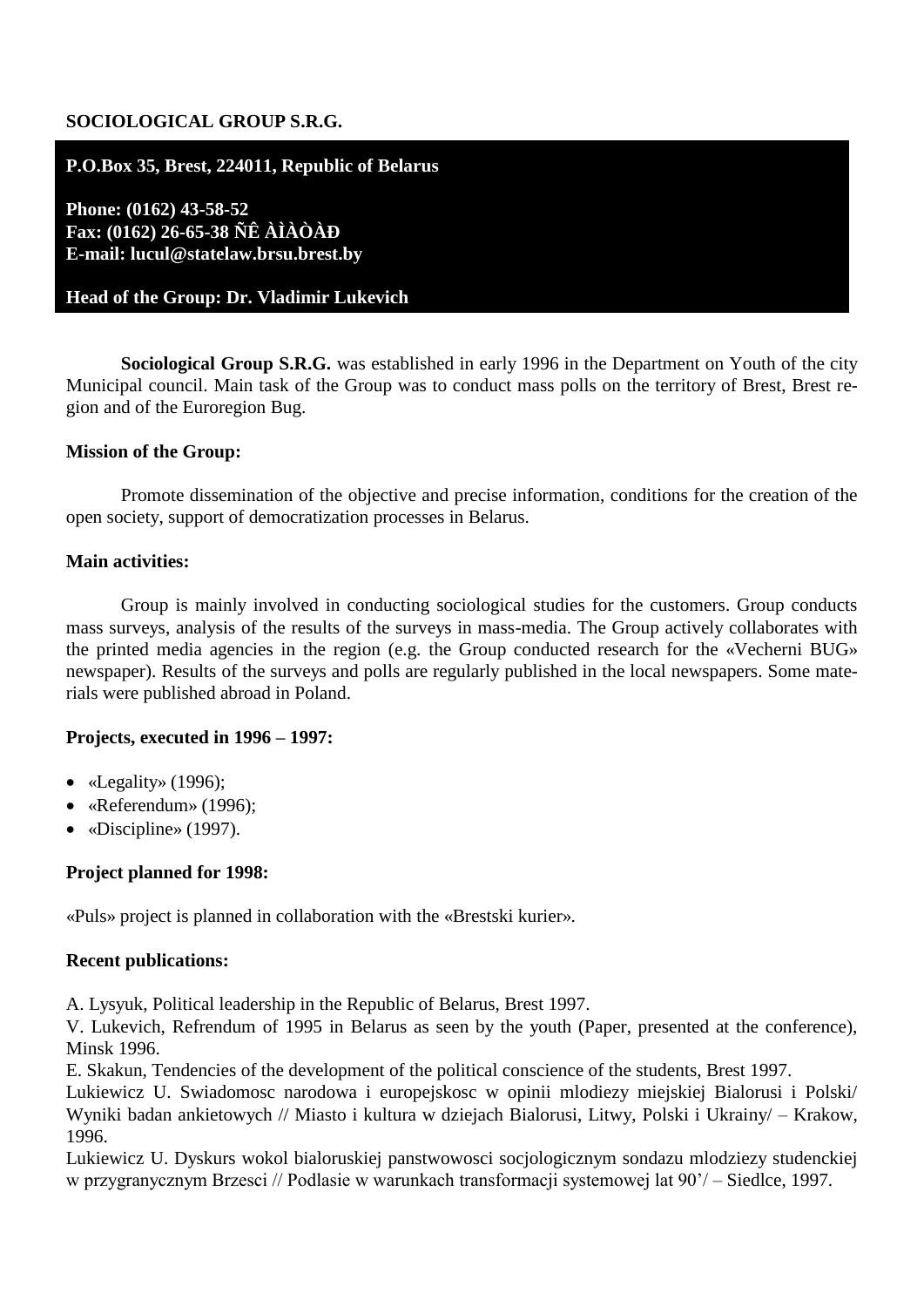**SOCIOLOGICAL GROUP S.R.G.**

**P.O.Box 35, Brest, 224011, Republic of Belarus**

**Phone: (0162) 43-58-52**
**Fax: (0162) 26-65-38 ÑÊ ÀÌÀÒÀÐ**
**E-mail: lucul@statelaw.brsu.brest.by**

**Head of the Group: Dr. Vladimir Lukevich**

**Sociological Group S.R.G.** was established in early 1996 in the Department on Youth of the city Municipal council. Main task of the Group was to conduct mass polls on the territory of Brest, Brest region and of the Euroregion Bug.

**Mission of the Group:**

Promote dissemination of the objective and precise information, conditions for the creation of the open society, support of democratization processes in Belarus.

**Main activities:**

Group is mainly involved in conducting sociological studies for the customers. Group conducts mass surveys, analysis of the results of the surveys in mass-media. The Group actively collaborates with the printed media agencies in the region (e.g. the Group conducted research for the «Vecherni BUG» newspaper). Results of the surveys and polls are regularly published in the local newspapers. Some materials were published abroad in Poland.

**Projects, executed in 1996 – 1997:**

- «Legality» (1996);
- «Referendum» (1996);
- «Discipline» (1997).

**Project planned for 1998:**

«Puls» project is planned in collaboration with the «Brestski kurier».

**Recent publications:**

A. Lysyuk, Political leadership in the Republic of Belarus, Brest 1997.
V. Lukevich, Refrendum of 1995 in Belarus as seen by the youth (Paper, presented at the conference), Minsk 1996.
E. Skakun, Tendencies of the development of the political conscience of the students, Brest 1997.
Lukiewicz U. Swiadomosc narodowa i europejskosc w opinii mlodiezy miejskiej Bialorusi i Polski/ Wyniki badan ankietowych // Miasto i kultura w dziejach Bialorusi, Litwy, Polski i Ukrainy/ – Krakow, 1996.
Lukiewicz U. Dyskurs wokol bialoruskiej panstwowosci socjologicznym sondazu mlodziezy studenckiej w przygranicznym Brzesci // Podlasie w warunkach transformacji systemowej lat 90'/ – Siedlce, 1997.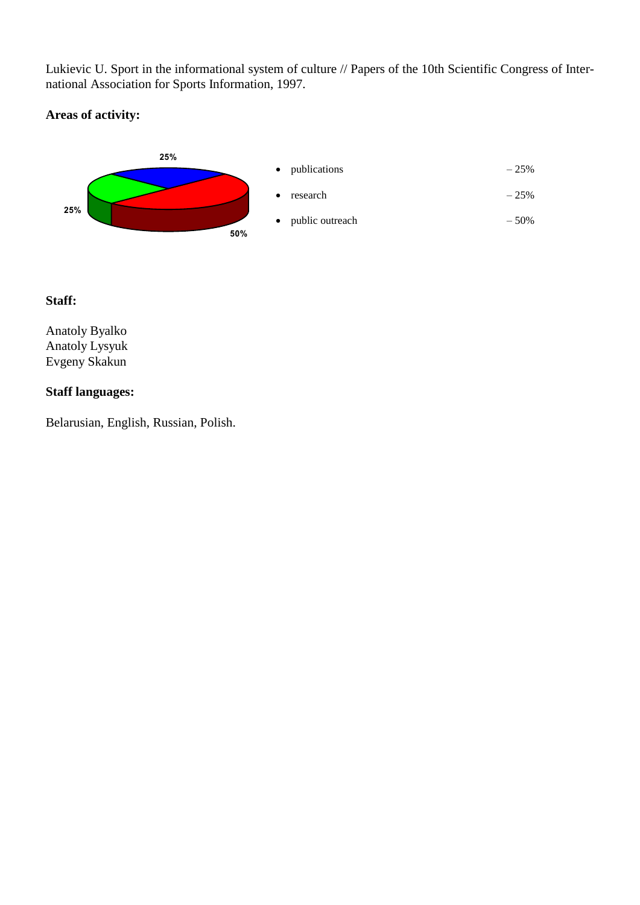Lukievic U. Sport in the informational system of culture // Papers of the 10th Scientific Congress of International Association for Sports Information, 1997.

**Areas of activity:**

- publications – 25%
- research – 25%
- public outreach – 50%

**Staff:**

Anatoly Byalko
Anatoly Lysyuk
Evgeny Skakun

**Staff languages:**

Belarusian, English, Russian, Polish.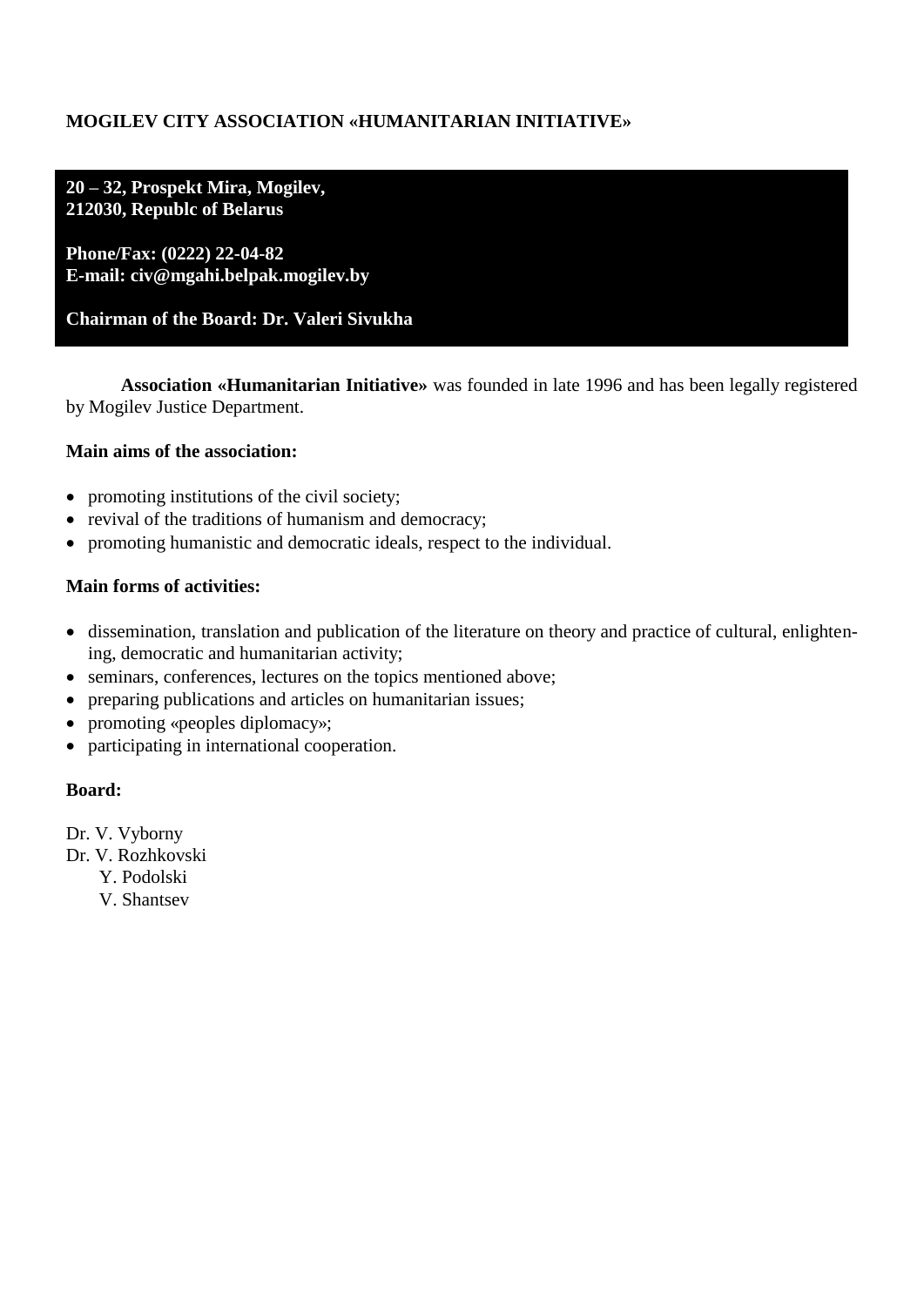**MOGILEV CITY ASSOCIATION «HUMANITARIAN INITIATIVE»**

**20 – 32, Prospekt Mira, Mogilev,**
**212030, Republc of Belarus**

**Phone/Fax: (0222) 22-04-82**
**E-mail: civ@mgahi.belpak.mogilev.by**

**Chairman of the Board: Dr. Valeri Sivukha**

**Association «Humanitarian Initiative»** was founded in late 1996 and has been legally registered by Mogilev Justice Department.

**Main aims of the association:**

- promoting institutions of the civil society;
- revival of the traditions of humanism and democracy;
- promoting humanistic and democratic ideals, respect to the individual.

**Main forms of activities:**

- dissemination, translation and publication of the literature on theory and practice of cultural, enlightening, democratic and humanitarian activity;
- seminars, conferences, lectures on the topics mentioned above;
- preparing publications and articles on humanitarian issues;
- promoting «peoples diplomacy»;
- participating in international cooperation.

**Board:**

Dr. V. Vyborny
Dr. V. Rozhkovski
Y. Podolski
V. Shantsev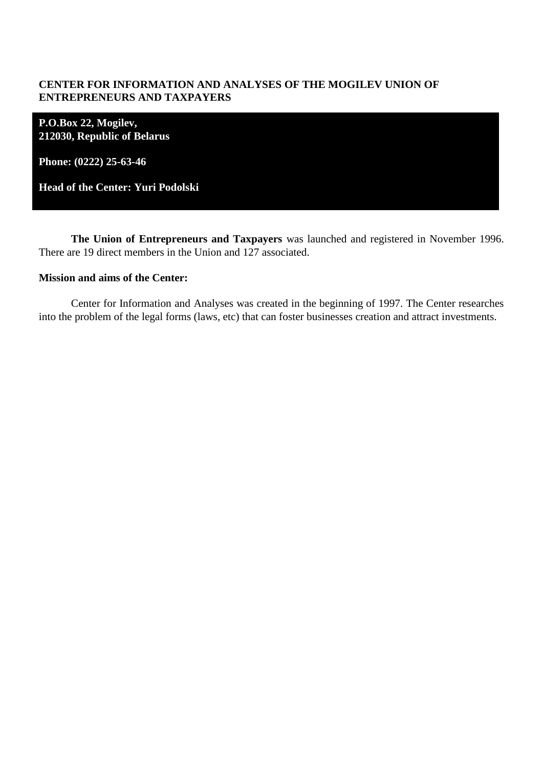## CENTER FOR INFORMATION AND ANALYSES OF THE MOGILEV UNION OF ENTREPRENEURS AND TAXPAYERS

**P.O.Box 22, Mogilev,**
**212030, Republic of Belarus**

**Phone: (0222) 25-63-46**

**Head of the Center: Yuri Podolski**

**The Union of Entrepreneurs and Taxpayers** was launched and registered in November 1996. There are 19 direct members in the Union and 127 associated.

**Mission and aims of the Center:**

Center for Information and Analyses was created in the beginning of 1997. The Center researches into the problem of the legal forms (laws, etc) that can foster businesses creation and attract investments.